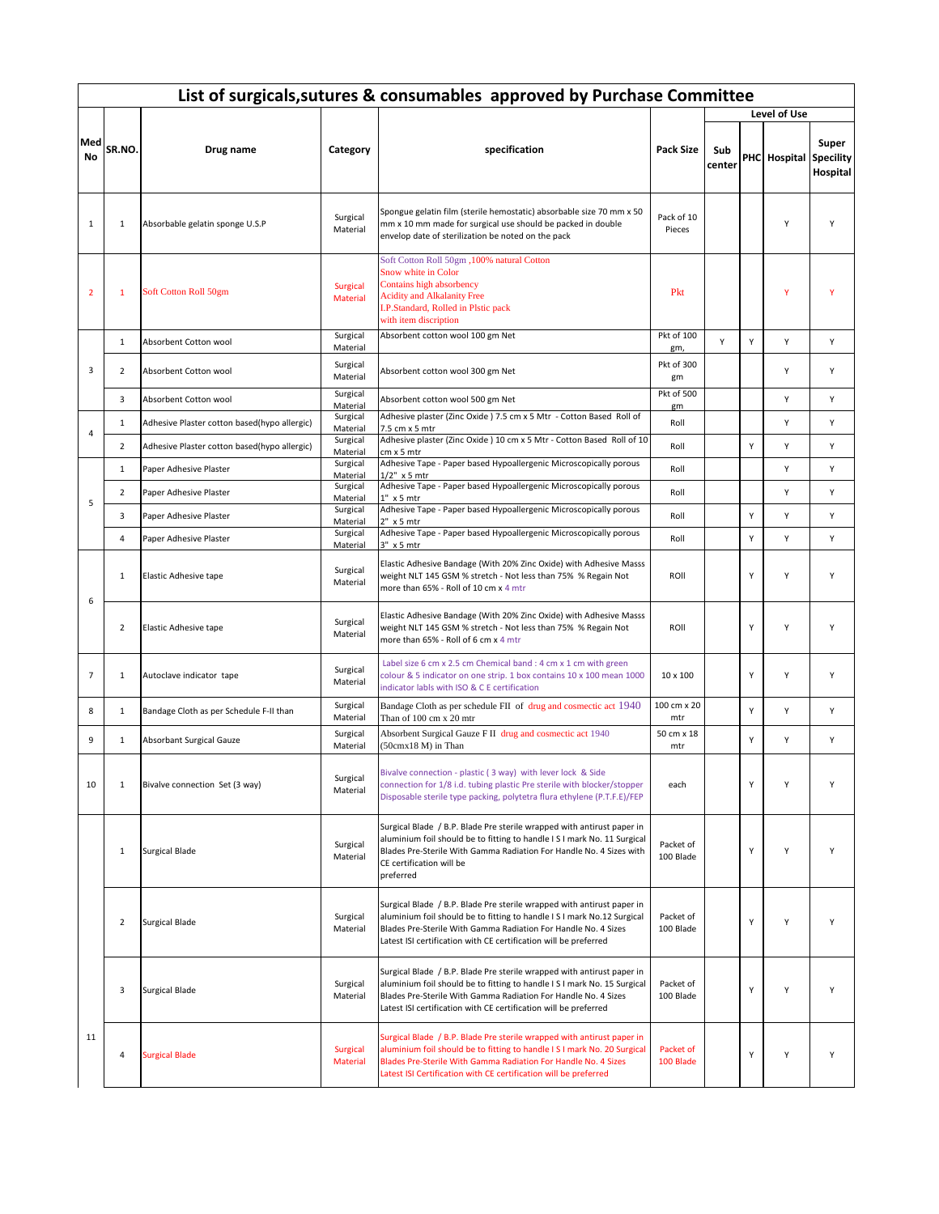# List of surgicals,sutures & consumables approved by Purchase Committee

| Med No | SR.NO. | Drug name | Category | specification | Pack Size | Level of Use | | | |
|---|---|---|---|---|---|---|---|---|---|
| | | | | | | Sub center | PHC | Hospital | Super Specility Hospital |
| 1 | 1 | Absorbable gelatin sponge U.S.P | Surgical Material | Spongue gelatin film (sterile hemostatic) absorbable size 70 mm x 50 mm x 10 mm made for surgical use should be packed in double envelop date of sterilization be noted on the pack | Pack of 10 Pieces | | | Y | Y |
| 2 | 1 | Soft Cotton Roll 50gm | Surgical Material | Soft Cotton Roll 50gm ,100% natural Cotton<br>Snow white in Color<br>Contains high absorbency<br>Acidity and Alkalanity Free<br>I.P.Standard, Rolled in Plstic pack<br>with item discription | Pkt | | | Y | Y |
| 3 | 1 | Absorbent Cotton wool | Surgical Material | Absorbent cotton wool 100 gm Net | Pkt of 100 gm, | Y | Y | Y | Y |
| | 2 | Absorbent Cotton wool | Surgical Material | Absorbent cotton wool 300 gm Net | Pkt of 300 gm | | | Y | Y |
| | 3 | Absorbent Cotton wool | Surgical Material | Absorbent cotton wool 500 gm Net | Pkt of 500 gm | | | Y | Y |
| 4 | 1 | Adhesive Plaster cotton based(hypo allergic) | Surgical Material | Adhesive plaster (Zinc Oxide ) 7.5 cm x 5 Mtr - Cotton Based Roll of 7.5 cm x 5 mtr | Roll | | | Y | Y |
| | 2 | Adhesive Plaster cotton based(hypo allergic) | Surgical Material | Adhesive plaster (Zinc Oxide ) 10 cm x 5 Mtr - Cotton Based Roll of 10 cm x 5 mtr | Roll | | Y | Y | Y |
| 5 | 1 | Paper Adhesive Plaster | Surgical Material | Adhesive Tape - Paper based Hypoallergenic Microscopically porous 1/2" x 5 mtr | Roll | | | Y | Y |
| | 2 | Paper Adhesive Plaster | Surgical Material | Adhesive Tape - Paper based Hypoallergenic Microscopically porous 1" x 5 mtr | Roll | | | Y | Y |
| | 3 | Paper Adhesive Plaster | Surgical Material | Adhesive Tape - Paper based Hypoallergenic Microscopically porous 2" x 5 mtr | Roll | | Y | Y | Y |
| | 4 | Paper Adhesive Plaster | Surgical Material | Adhesive Tape - Paper based Hypoallergenic Microscopically porous 3" x 5 mtr | Roll | | Y | Y | Y |
| 6 | 1 | Elastic Adhesive tape | Surgical Material | Elastic Adhesive Bandage (With 20% Zinc Oxide) with Adhesive Masss weight NLT 145 GSM % stretch - Not less than 75% % Regain Not more than 65% - Roll of 10 cm x 4 mtr | ROll | | Y | Y | Y |
| | 2 | Elastic Adhesive tape | Surgical Material | Elastic Adhesive Bandage (With 20% Zinc Oxide) with Adhesive Masss weight NLT 145 GSM % stretch - Not less than 75% % Regain Not more than 65% - Roll of 6 cm x 4 mtr | ROll | | Y | Y | Y |
| 7 | 1 | Autoclave indicator tape | Surgical Material | Label size 6 cm x 2.5 cm Chemical band : 4 cm x 1 cm with green colour & 5 indicator on one strip. 1 box contains 10 x 100 mean 1000 indicator labls with ISO & C E certification | 10 x 100 | | Y | Y | Y |
| 8 | 1 | Bandage Cloth as per Schedule F-II than | Surgical Material | Bandage Cloth as per schedule FII of drug and cosmectic act 1940 Than of 100 cm x 20 mtr | 100 cm x 20 mtr | | Y | Y | Y |
| 9 | 1 | Absorbant Surgical Gauze | Surgical Material | Absorbent Surgical Gauze F II drug and cosmectic act 1940 (50cmx18 M) in Than | 50 cm x 18 mtr | | Y | Y | Y |
| 10 | 1 | Bivalve connection Set (3 way) | Surgical Material | Bivalve connection - plastic ( 3 way) with lever lock & Side connection for 1/8 i.d. tubing plastic Pre sterile with blocker/stopper Disposable sterile type packing, polytetra flura ethylene (P.T.F.E)/FEP | each | | Y | Y | Y |
| 11 | 1 | Surgical Blade | Surgical Material | Surgical Blade / B.P. Blade Pre sterile wrapped with antirust paper in aluminium foil should be to fitting to handle I S I mark No. 11 Surgical Blades Pre-Sterile With Gamma Radiation For Handle No. 4 Sizes with CE certification will be preferred | Packet of 100 Blade | | Y | Y | Y |
| | 2 | Surgical Blade | Surgical Material | Surgical Blade / B.P. Blade Pre sterile wrapped with antirust paper in aluminium foil should be to fitting to handle I S I mark No.12 Surgical Blades Pre-Sterile With Gamma Radiation For Handle No. 4 Sizes Latest ISI certification with CE certification will be preferred | Packet of 100 Blade | | Y | Y | Y |
| | 3 | Surgical Blade | Surgical Material | Surgical Blade / B.P. Blade Pre sterile wrapped with antirust paper in aluminium foil should be to fitting to handle I S I mark No. 15 Surgical Blades Pre-Sterile With Gamma Radiation For Handle No. 4 Sizes Latest ISI certification with CE certification will be preferred | Packet of 100 Blade | | Y | Y | Y |
| | 4 | Surgical Blade | Surgical Material | Surgical Blade / B.P. Blade Pre sterile wrapped with antirust paper in aluminium foil should be to fitting to handle I S I mark No. 20 Surgical Blades Pre-Sterile With Gamma Radiation For Handle No. 4 Sizes Latest ISI Certification with CE certification will be preferred | Packet of 100 Blade | | Y | Y | Y |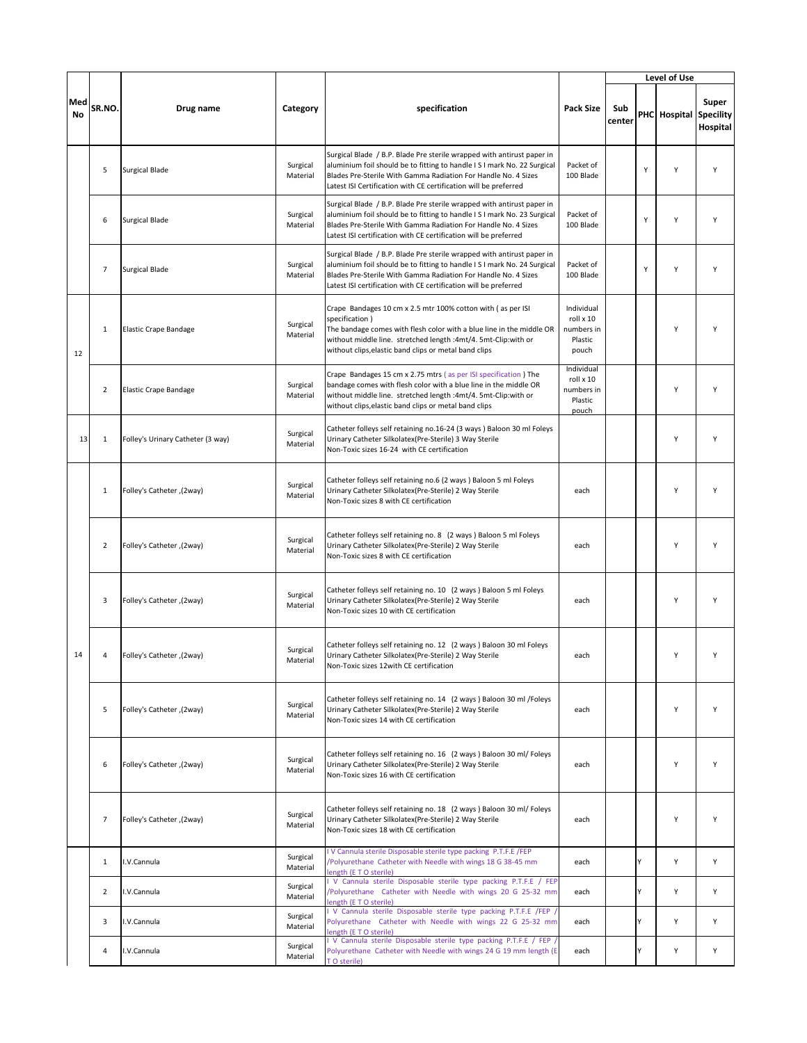| Med No | SR.NO. | Drug name | Category | specification | Pack Size | Level of Use | | | |
|---|---|---|---|---|---|---|---|---|---|
| | | | | | | Sub center | PHC | Hospital | Super Specility Hospital |
| | 5 | Surgical Blade | Surgical Material | Surgical Blade / B.P. Blade Pre sterile wrapped with antirust paper in aluminium foil should be to fitting to handle I S I mark No. 22 Surgical Blades Pre-Sterile With Gamma Radiation For Handle No. 4 Sizes Latest ISI Certification with CE certification will be preferred | Packet of 100 Blade | | Y | Y | Y |
| | 6 | Surgical Blade | Surgical Material | Surgical Blade / B.P. Blade Pre sterile wrapped with antirust paper in aluminium foil should be to fitting to handle I S I mark No. 23 Surgical Blades Pre-Sterile With Gamma Radiation For Handle No. 4 Sizes Latest ISI certification with CE certification will be preferred | Packet of 100 Blade | | Y | Y | Y |
| | 7 | Surgical Blade | Surgical Material | Surgical Blade / B.P. Blade Pre sterile wrapped with antirust paper in aluminium foil should be to fitting to handle I S I mark No. 24 Surgical Blades Pre-Sterile With Gamma Radiation For Handle No. 4 Sizes Latest ISI certification with CE certification will be preferred | Packet of 100 Blade | | Y | Y | Y |
| 12 | 1 | Elastic Crape Bandage | Surgical Material | Crape Bandages 10 cm x 2.5 mtr 100% cotton with ( as per ISI specification ) The bandage comes with flesh color with a blue line in the middle OR without middle line. stretched length :4mt/4. 5mt-Clip:with or without clips,elastic band clips or metal band clips | Individual roll x 10 numbers in Plastic pouch | | | Y | Y |
| | 2 | Elastic Crape Bandage | Surgical Material | Crape Bandages 15 cm x 2.75 mtrs ( as per ISI specification ) The bandage comes with flesh color with a blue line in the middle OR without middle line. stretched length :4mt/4. 5mt-Clip:with or without clips,elastic band clips or metal band clips | Individual roll x 10 numbers in Plastic pouch | | | Y | Y |
| 13 | 1 | Folley's Urinary Catheter (3 way) | Surgical Material | Catheter folleys self retaining no.16-24 (3 ways ) Baloon 30 ml Foleys Urinary Catheter Silkolatex(Pre-Sterile) 3 Way Sterile Non-Toxic sizes 16-24 with CE certification | | | | Y | Y |
| | 1 | Folley's Catheter ,(2way) | Surgical Material | Catheter folleys self retaining no.6 (2 ways ) Baloon 5 ml Foleys Urinary Catheter Silkolatex(Pre-Sterile) 2 Way Sterile Non-Toxic sizes 8 with CE certification | each | | | Y | Y |
| | 2 | Folley's Catheter ,(2way) | Surgical Material | Catheter folleys self retaining no. 8 (2 ways ) Baloon 5 ml Foleys Urinary Catheter Silkolatex(Pre-Sterile) 2 Way Sterile Non-Toxic sizes 8 with CE certification | each | | | Y | Y |
| | 3 | Folley's Catheter ,(2way) | Surgical Material | Catheter folleys self retaining no. 10 (2 ways ) Baloon 5 ml Foleys Urinary Catheter Silkolatex(Pre-Sterile) 2 Way Sterile Non-Toxic sizes 10 with CE certification | each | | | Y | Y |
| 14 | 4 | Folley's Catheter ,(2way) | Surgical Material | Catheter folleys self retaining no. 12 (2 ways ) Baloon 30 ml Foleys Urinary Catheter Silkolatex(Pre-Sterile) 2 Way Sterile Non-Toxic sizes 12with CE certification | each | | | Y | Y |
| | 5 | Folley's Catheter ,(2way) | Surgical Material | Catheter folleys self retaining no. 14 (2 ways ) Baloon 30 ml /Foleys Urinary Catheter Silkolatex(Pre-Sterile) 2 Way Sterile Non-Toxic sizes 14 with CE certification | each | | | Y | Y |
| | 6 | Folley's Catheter ,(2way) | Surgical Material | Catheter folleys self retaining no. 16 (2 ways ) Baloon 30 ml/ Foleys Urinary Catheter Silkolatex(Pre-Sterile) 2 Way Sterile Non-Toxic sizes 16 with CE certification | each | | | Y | Y |
| | 7 | Folley's Catheter ,(2way) | Surgical Material | Catheter folleys self retaining no. 18 (2 ways ) Baloon 30 ml/ Foleys Urinary Catheter Silkolatex(Pre-Sterile) 2 Way Sterile Non-Toxic sizes 18 with CE certification | each | | | Y | Y |
| | 1 | I.V.Cannula | Surgical Material | I V Cannula sterile Disposable sterile type packing P.T.F.E /FEP /Polyurethane Catheter with Needle with wings 18 G 38-45 mm length (E T O sterile) | each | | Y | Y | Y |
| | 2 | I.V.Cannula | Surgical Material | I V Cannula sterile Disposable sterile type packing P.T.F.E / FEP /Polyurethane Catheter with Needle with wings 20 G 25-32 mm length (E T O sterile) | each | | Y | Y | Y |
| | 3 | I.V.Cannula | Surgical Material | I V Cannula sterile Disposable sterile type packing P.T.F.E /FEP / Polyurethane Catheter with Needle with wings 22 G 25-32 mm length (E T O sterile) | each | | Y | Y | Y |
| | 4 | I.V.Cannula | Surgical Material | I V Cannula sterile Disposable sterile type packing P.T.F.E / FEP / Polyurethane Catheter with Needle with wings 24 G 19 mm length (E T O sterile) | each | | Y | Y | Y |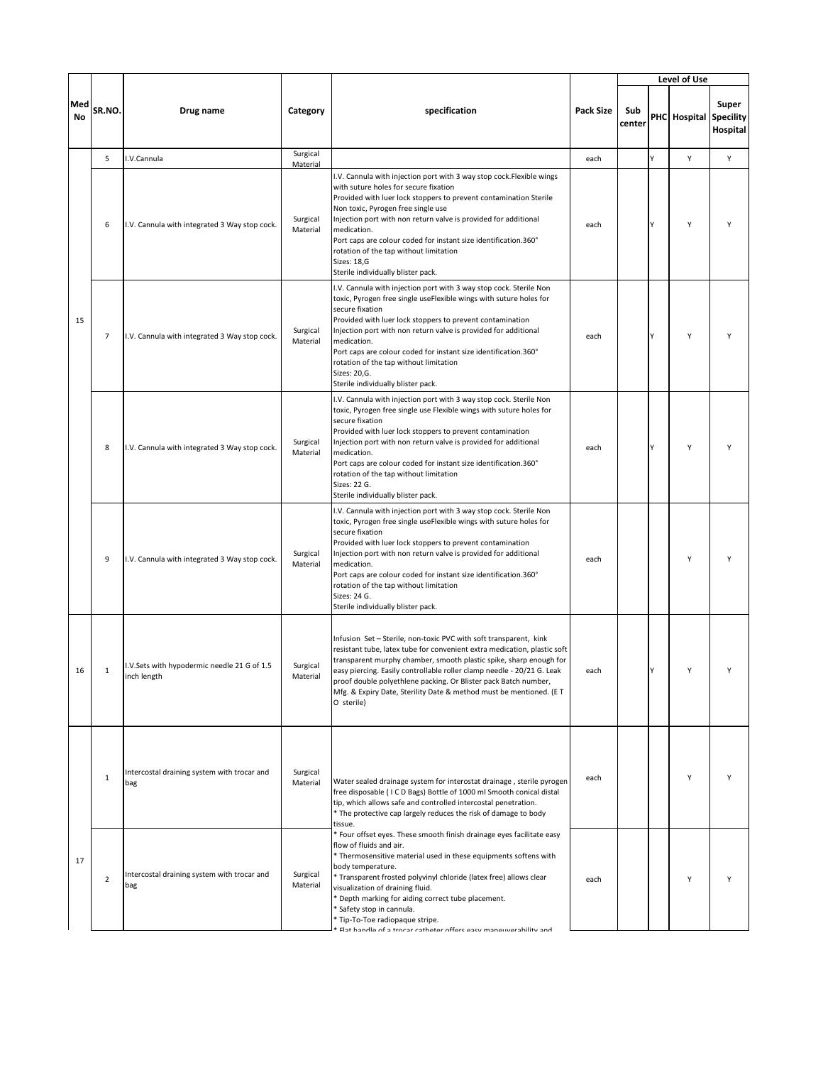| Med No | SR.NO. | Drug name | Category | specification | Pack Size | Level of Use | | | |
|---|---|---|---|---|---|---|---|---|---|
| | | | | | | Sub center | PHC | Hospital | Super Speciality Hospital |
| 15 | 5 | I.V.Cannula | Surgical Material | | each | | Y | Y | Y |
| | 6 | I.V. Cannula with integrated 3 Way stop cock. | Surgical Material | I.V. Cannula with injection port with 3 way stop cock.Flexible wings with suture holes for secure fixation<br>Provided with luer lock stoppers to prevent contamination Sterile Non toxic, Pyrogen free single use<br>Injection port with non return valve is provided for additional medication.<br>Port caps are colour coded for instant size identification.360° rotation of the tap without limitation<br>Sizes: 18,G<br>Sterile individually blister pack. | each | | Y | Y | Y |
| | 7 | I.V. Cannula with integrated 3 Way stop cock. | Surgical Material | I.V. Cannula with injection port with 3 way stop cock. Sterile Non toxic, Pyrogen free single useFlexible wings with suture holes for secure fixation<br>Provided with luer lock stoppers to prevent contamination<br>Injection port with non return valve is provided for additional medication.<br>Port caps are colour coded for instant size identification.360° rotation of the tap without limitation<br>Sizes: 20,G.<br>Sterile individually blister pack. | each | | Y | Y | Y |
| | 8 | I.V. Cannula with integrated 3 Way stop cock. | Surgical Material | I.V. Cannula with injection port with 3 way stop cock. Sterile Non toxic, Pyrogen free single use Flexible wings with suture holes for secure fixation<br>Provided with luer lock stoppers to prevent contamination<br>Injection port with non return valve is provided for additional medication.<br>Port caps are colour coded for instant size identification.360° rotation of the tap without limitation<br>Sizes: 22 G.<br>Sterile individually blister pack. | each | | Y | Y | Y |
| | 9 | I.V. Cannula with integrated 3 Way stop cock. | Surgical Material | I.V. Cannula with injection port with 3 way stop cock. Sterile Non toxic, Pyrogen free single useFlexible wings with suture holes for secure fixation<br>Provided with luer lock stoppers to prevent contamination<br>Injection port with non return valve is provided for additional medication.<br>Port caps are colour coded for instant size identification.360° rotation of the tap without limitation<br>Sizes: 24 G.<br>Sterile individually blister pack. | each | | | Y | Y |
| 16 | 1 | I.V.Sets with hypodermic needle 21 G of 1.5 inch length | Surgical Material | Infusion Set – Sterile, non-toxic PVC with soft transparent, kink resistant tube, latex tube for convenient extra medication, plastic soft transparent murphy chamber, smooth plastic spike, sharp enough for easy piercing. Easily controllable roller clamp needle - 20/21 G. Leak proof double polyethlene packing. Or Blister pack Batch number, Mfg. & Expiry Date, Sterility Date & method must be mentioned. (E T O sterile) | each | | Y | Y | Y |
| 17 | 1 | Intercostal draining system with trocar and bag | Surgical Material | Water sealed drainage system for interostat drainage , sterile pyrogen free disposable ( I C D Bags) Bottle of 1000 ml Smooth conical distal tip, which allows safe and controlled intercostal penetration.<br>* The protective cap largely reduces the risk of damage to body tissue.<br>* Four offset eyes. These smooth finish drainage eyes facilitate easy flow of fluids and air.<br>* Thermosensitive material used in these equipments softens with body temperature.<br>* Transparent frosted polyvinyl chloride (latex free) allows clear visualization of draining fluid.<br>* Depth marking for aiding correct tube placement.<br>* Safety stop in cannula.<br>* Tip-To-Toe radiopaque stripe.<br>* Flat handle of a trocar catheter offers easy maneuverability and | each | | | Y | Y |
| | 2 | Intercostal draining system with trocar and bag | Surgical Material | | each | | | Y | Y |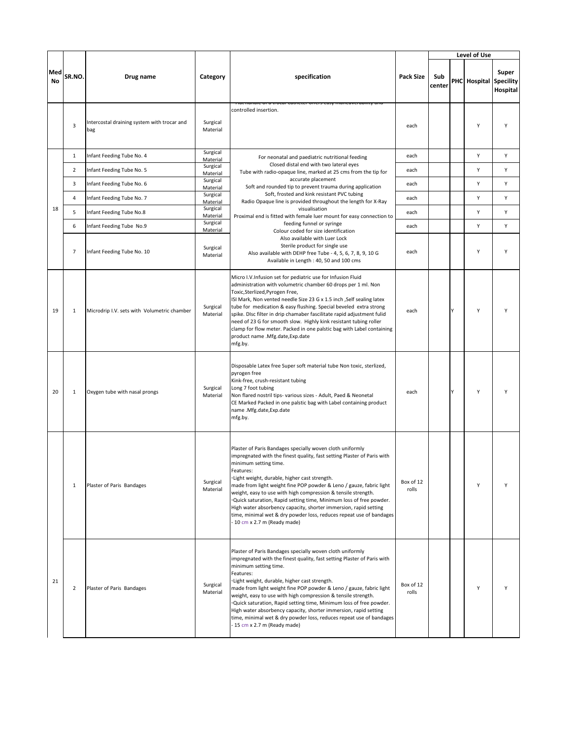| Med No | SR.NO. | Drug name | Category | specification | Pack Size | Level of Use | | | |
|---|---|---|---|---|---|---|---|---|---|
| | | | | | | Sub center | PHC | Hospital | Super Speciality Hospital |
| | 3 | Intercostal draining system with trocar and bag | Surgical Material | Flat handle of a trocar catheter offers easy maneuverability and controlled insertion. | each | | | Y | Y |
| 18 | 1 | Infant Feeding Tube No. 4 | Surgical Material | For neonatal and paediatric nutritional feeding<br>Closed distal end with two lateral eyes<br>Tube with radio-opaque line, marked at 25 cms from the tip for accurate placement<br>Soft and rounded tip to prevent trauma during application<br>Soft, frosted and kink resistant PVC tubing<br>Radio Opaque line is provided throughout the length for X-Ray visualisation<br>Proximal end is fitted with female luer mount for easy connection to feeding funnel or syringe<br>Colour coded for size identification<br>Also available with Luer Lock<br>Sterile product for single use<br>Also available with DEHP free Tube - 4, 5, 6, 7, 8, 9, 10 G<br>Available in Length : 40, 50 and 100 cms | each | | | Y | Y |
| | 2 | Infant Feeding Tube No. 5 | Surgical Material | | each | | | Y | Y |
| | 3 | Infant Feeding Tube No. 6 | Surgical Material | | each | | | Y | Y |
| | 4 | Infant Feeding Tube No. 7 | Surgical Material | | each | | | Y | Y |
| | 5 | Infant Feeding Tube No.8 | Surgical Material | | each | | | Y | Y |
| | 6 | Infant Feeding Tube No.9 | Surgical Material | | each | | | Y | Y |
| | 7 | Infant Feeding Tube No. 10 | Surgical Material | | each | | | Y | Y |
| 19 | 1 | Microdrip I.V. sets with Volumetric chamber | Surgical Material | Micro I.V.Infusion set for pediatric use for Infusion Fluid administration with volumetric chamber 60 drops per 1 ml. Non Toxic,Sterlized,Pyrogen Free,<br>ISI Mark, Non vented needle Size 23 G x 1.5 inch ,Self sealing latex tube for medication & easy flushing. Special beveled extra strong spike. DIsc filter in drip chamaber fascilitate rapid adjustment fulid need of 23 G for smooth slow. Highly kink resistant tubing roller clamp for flow meter. Packed in one palstic bag with Label containing product name .Mfg.date,Exp.date<br>mfg.by. | each | | Y | Y | Y |
| 20 | 1 | Oxygen tube with nasal prongs | Surgical Material | Disposable Latex free Super soft material tube Non toxic, sterlized, pyrogen free<br>Kink-free, crush-resistant tubing<br>Long 7 foot tubing<br>Non flared nostril tips- various sizes - Adult, Paed & Neonetal<br>CE Marked Packed in one palstic bag with Label containing product name .Mfg.date,Exp.date<br>mfg.by. | each | | Y | Y | Y |
| 21 | 1 | Plaster of Paris Bandages | Surgical Material | Plaster of Paris Bandages specially woven cloth uniformly impregnated with the finest quality, fast setting Plaster of Paris with minimum setting time.<br>Features:<br>◦Light weight, durable, higher cast strength.<br>made from light weight fine POP powder & Leno / gauze, fabric light weight, easy to use with high compression & tensile strength.<br>◦Quick saturation, Rapid setting time, Minimum loss of free powder. High water absorbency capacity, shorter immersion, rapid setting time, minimal wet & dry powder loss, reduces repeat use of bandages - 10 cm x 2.7 m (Ready made) | Box of 12 rolls | | | Y | Y |
| | 2 | Plaster of Paris Bandages | Surgical Material | Plaster of Paris Bandages specially woven cloth uniformly impregnated with the finest quality, fast setting Plaster of Paris with minimum setting time.<br>Features:<br>◦Light weight, durable, higher cast strength.<br>made from light weight fine POP powder & Leno / gauze, fabric light weight, easy to use with high compression & tensile strength.<br>◦Quick saturation, Rapid setting time, Minimum loss of free powder. High water absorbency capacity, shorter immersion, rapid setting time, minimal wet & dry powder loss, reduces repeat use of bandages - 15 cm x 2.7 m (Ready made) | Box of 12 rolls | | | Y | Y |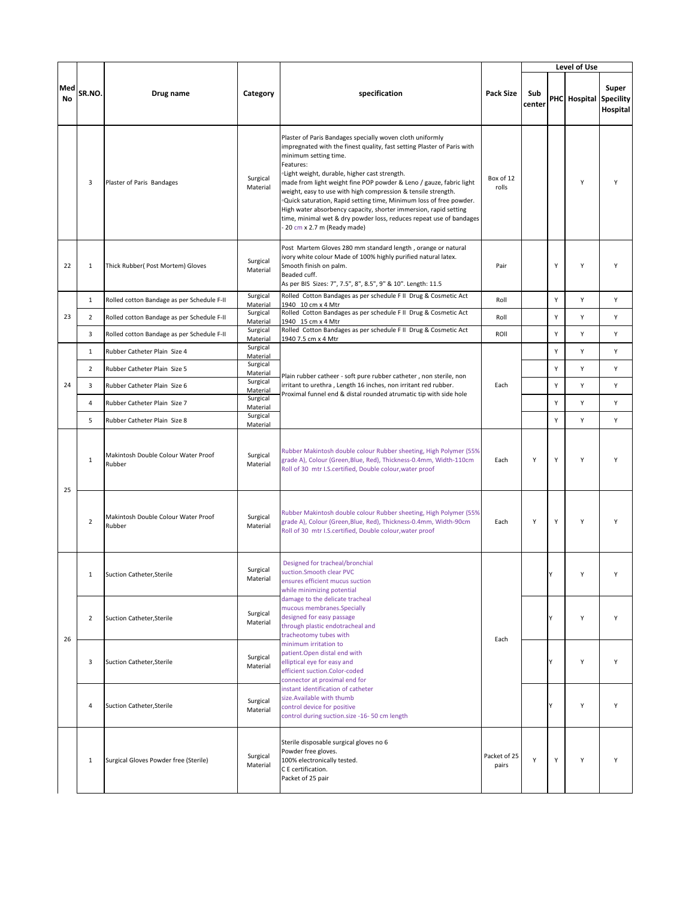| Med No | SR.NO. | Drug name | Category | specification | Pack Size | Level of Use | | | |
|---|---|---|---|---|---|---|---|---|---|
| | | | | | | Sub center | PHC | Hospital | Super Speciality Hospital |
| | 3 | Plaster of Paris Bandages | Surgical Material | Plaster of Paris Bandages specially woven cloth uniformly impregnated with the finest quality, fast setting Plaster of Paris with minimum setting time.<br>Features:<br>◦Light weight, durable, higher cast strength.<br>made from light weight fine POP powder & Leno / gauze, fabric light weight, easy to use with high compression & tensile strength.<br>◦Quick saturation, Rapid setting time, Minimum loss of free powder. High water absorbency capacity, shorter immersion, rapid setting time, minimal wet & dry powder loss, reduces repeat use of bandages - 20 cm x 2.7 m (Ready made) | Box of 12 rolls | | | Y | Y |
| 22 | 1 | Thick Rubber( Post Mortem) Gloves | Surgical Material | Post Martem Gloves 280 mm standard length , orange or natural ivory white colour Made of 100% highly purified natural latex.<br>Smooth finish on palm.<br>Beaded cuff.<br>As per BIS Sizes: 7", 7.5", 8", 8.5", 9" & 10". Length: 11.5 | Pair | | Y | Y | Y |
| 23 | 1 | Rolled cotton Bandage as per Schedule F-II | Surgical Material | Rolled Cotton Bandages as per schedule F II Drug & Cosmetic Act 1940 10 cm x 4 Mtr | Roll | | Y | Y | Y |
| | 2 | Rolled cotton Bandage as per Schedule F-II | Surgical Material | Rolled Cotton Bandages as per schedule F II Drug & Cosmetic Act 1940 15 cm x 4 Mtr | Roll | | Y | Y | Y |
| | 3 | Rolled cotton Bandage as per Schedule F-II | Surgical Material | Rolled Cotton Bandages as per schedule F II Drug & Cosmetic Act 1940 7.5 cm x 4 Mtr | ROll | | Y | Y | Y |
| 24 | 1 | Rubber Catheter Plain Size 4 | Surgical Material | Plain rubber catheer - soft pure rubber catheter , non sterile, non irritant to urethra , Length 16 inches, non irritant red rubber. Proximal funnel end & distal rounded atrumatic tip with side hole | Each | | Y | Y | Y |
| | 2 | Rubber Catheter Plain Size 5 | Surgical Material | | | | Y | Y | Y |
| | 3 | Rubber Catheter Plain Size 6 | Surgical Material | | | | Y | Y | Y |
| | 4 | Rubber Catheter Plain Size 7 | Surgical Material | | | | Y | Y | Y |
| | 5 | Rubber Catheter Plain Size 8 | Surgical Material | | | | Y | Y | Y |
| 25 | 1 | Makintosh Double Colour Water Proof Rubber | Surgical Material | Rubber Makintosh double colour Rubber sheeting, High Polymer (55% grade A), Colour (Green,Blue, Red), Thickness-0.4mm, Width-110cm Roll of 30 mtr I.S.certified, Double colour,water proof | Each | Y | Y | Y | Y |
| | 2 | Makintosh Double Colour Water Proof Rubber | Surgical Material | Rubber Makintosh double colour Rubber sheeting, High Polymer (55% grade A), Colour (Green,Blue, Red), Thickness-0.4mm, Width-90cm Roll of 30 mtr I.S.certified, Double colour,water proof | Each | Y | Y | Y | Y |
| 26 | 1 | Suction Catheter,Sterile | Surgical Material | Designed for tracheal/bronchial suction.Smooth clear PVC ensures efficient mucus suction while minimizing potential damage to the delicate tracheal mucous membranes.Specially designed for easy passage through plastic endotracheal and tracheotomy tubes with minimum irritation to patient.Open distal end with elliptical eye for easy and efficient suction.Color-coded connector at proximal end for instant identification of catheter size.Available with thumb control device for positive control during suction.size -16- 50 cm length | Each | | Y | Y | Y |
| | 2 | Suction Catheter,Sterile | Surgical Material | | | | Y | Y | Y |
| | 3 | Suction Catheter,Sterile | Surgical Material | | | | Y | Y | Y |
| | 4 | Suction Catheter,Sterile | Surgical Material | | | | Y | Y | Y |
| | 1 | Surgical Gloves Powder free (Sterile) | Surgical Material | Sterile disposable surgical gloves no 6<br>Powder free gloves.<br>100% electronically tested.<br>C E certification.<br>Packet of 25 pair | Packet of 25 pairs | Y | Y | Y | Y |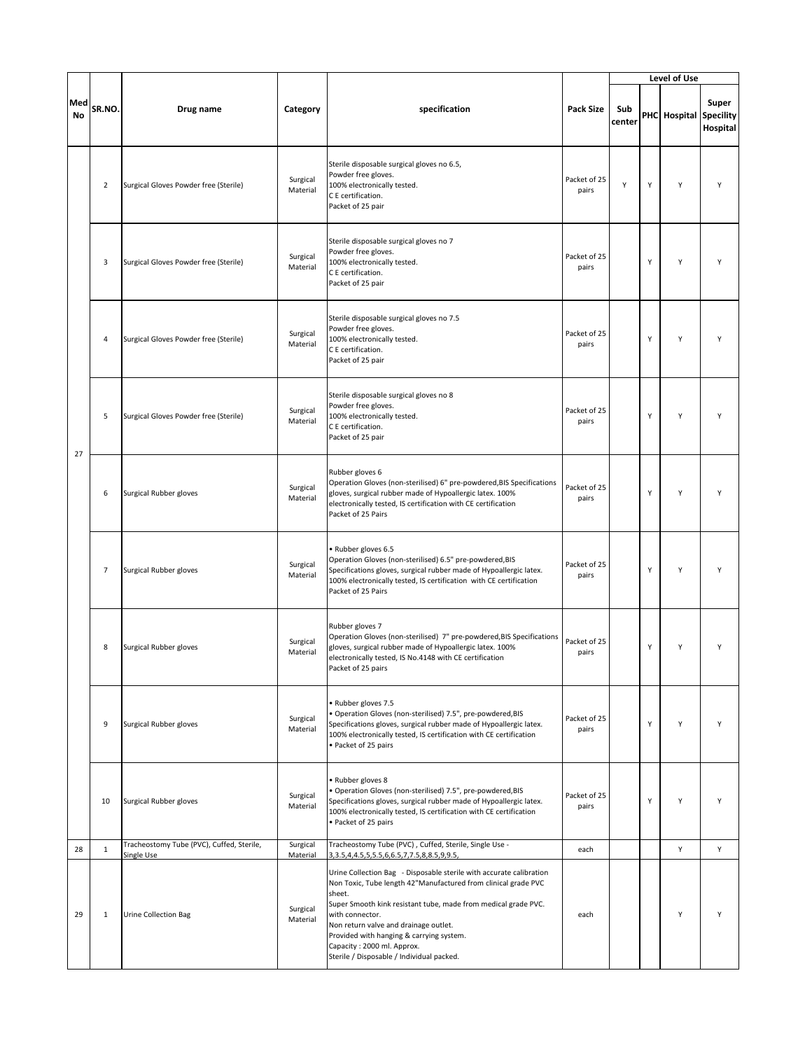| Med No | SR.NO. | Drug name | Category | specification | Pack Size | Level of Use | | | |
|---|---|---|---|---|---|---|---|---|---|
| | | | | | | Sub center | PHC | Hospital | Super Speciality Hospital |
| 27 | 2 | Surgical Gloves Powder free (Sterile) | Surgical Material | Sterile disposable surgical gloves no 6.5, Powder free gloves. 100% electronically tested. C E certification. Packet of 25 pair | Packet of 25 pairs | Y | Y | Y | Y |
| | 3 | Surgical Gloves Powder free (Sterile) | Surgical Material | Sterile disposable surgical gloves no 7 Powder free gloves. 100% electronically tested. C E certification. Packet of 25 pair | Packet of 25 pairs | | Y | Y | Y |
| | 4 | Surgical Gloves Powder free (Sterile) | Surgical Material | Sterile disposable surgical gloves no 7.5 Powder free gloves. 100% electronically tested. C E certification. Packet of 25 pair | Packet of 25 pairs | | Y | Y | Y |
| | 5 | Surgical Gloves Powder free (Sterile) | Surgical Material | Sterile disposable surgical gloves no 8 Powder free gloves. 100% electronically tested. C E certification. Packet of 25 pair | Packet of 25 pairs | | Y | Y | Y |
| | 6 | Surgical Rubber gloves | Surgical Material | Rubber gloves 6 Operation Gloves (non-sterilised) 6" pre-powdered,BIS Specifications gloves, surgical rubber made of Hypoallergic latex. 100% electronically tested, IS certification with CE certification Packet of 25 Pairs | Packet of 25 pairs | | Y | Y | Y |
| | 7 | Surgical Rubber gloves | Surgical Material | • Rubber gloves 6.5 Operation Gloves (non-sterilised) 6.5" pre-powdered,BIS Specifications gloves, surgical rubber made of Hypoallergic latex. 100% electronically tested, IS certification with CE certification Packet of 25 Pairs | Packet of 25 pairs | | Y | Y | Y |
| | 8 | Surgical Rubber gloves | Surgical Material | Rubber gloves 7 Operation Gloves (non-sterilised) 7" pre-powdered,BIS Specifications gloves, surgical rubber made of Hypoallergic latex. 100% electronically tested, IS No.4148 with CE certification Packet of 25 pairs | Packet of 25 pairs | | Y | Y | Y |
| | 9 | Surgical Rubber gloves | Surgical Material | • Rubber gloves 7.5 • Operation Gloves (non-sterilised) 7.5", pre-powdered,BIS Specifications gloves, surgical rubber made of Hypoallergic latex. 100% electronically tested, IS certification with CE certification • Packet of 25 pairs | Packet of 25 pairs | | Y | Y | Y |
| | 10 | Surgical Rubber gloves | Surgical Material | • Rubber gloves 8 • Operation Gloves (non-sterilised) 7.5", pre-powdered,BIS Specifications gloves, surgical rubber made of Hypoallergic latex. 100% electronically tested, IS certification with CE certification • Packet of 25 pairs | Packet of 25 pairs | | Y | Y | Y |
| 28 | 1 | Tracheostomy Tube (PVC), Cuffed, Sterile, Single Use | Surgical Material | Tracheostomy Tube (PVC) , Cuffed, Sterile, Single Use - 3,3.5,4,4.5,5,5.5,6,6.5,7,7.5,8,8.5,9,9.5, | each | | | Y | Y |
| 29 | 1 | Urine Collection Bag | Surgical Material | Urine Collection Bag - Disposable sterile with accurate calibration Non Toxic, Tube length 42"Manufactured from clinical grade PVC sheet. Super Smooth kink resistant tube, made from medical grade PVC. with connector. Non return valve and drainage outlet. Provided with hanging & carrying system. Capacity : 2000 ml. Approx. Sterile / Disposable / Individual packed. | each | | | Y | Y |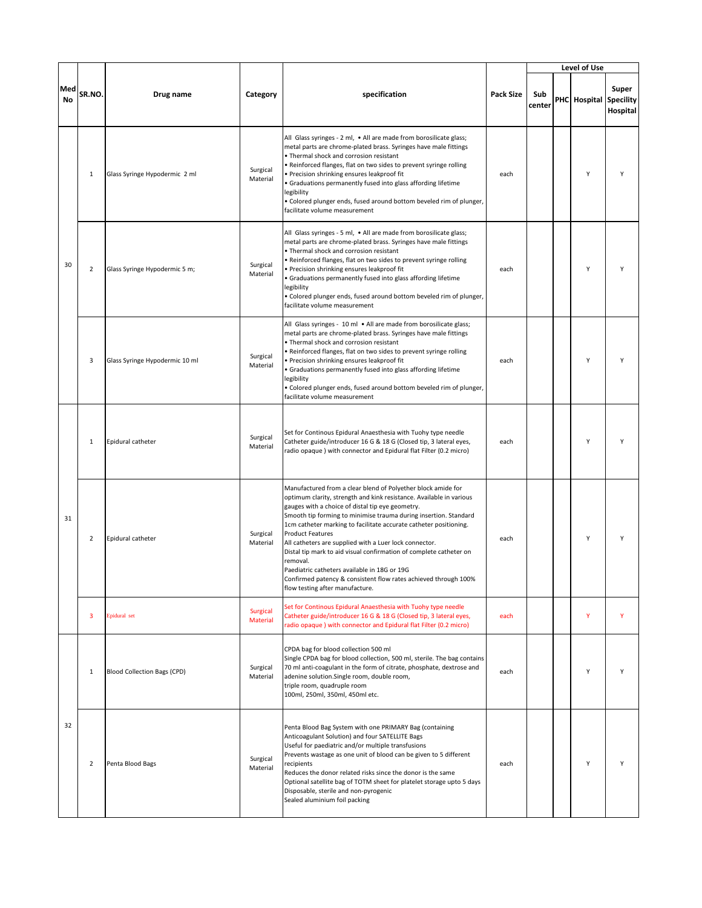| Med No | SR.NO. | Drug name | Category | specification | Pack Size | Level of Use | | | |
|---|---|---|---|---|---|---|---|---|---|
| | | | | | | Sub center | PHC | Hospital | Super Speciality Hospital |
| 30 | 1 | Glass Syringe Hypodermic 2 ml | Surgical Material | All Glass syringes - 2 ml, • All are made from borosilicate glass; metal parts are chrome-plated brass. Syringes have male fittings • Thermal shock and corrosion resistant • Reinforced flanges, flat on two sides to prevent syringe rolling • Precision shrinking ensures leakproof fit • Graduations permanently fused into glass affording lifetime legibility • Colored plunger ends, fused around bottom beveled rim of plunger, facilitate volume measurement | each | | | Y | Y |
| | 2 | Glass Syringe Hypodermic 5 m; | Surgical Material | All Glass syringes - 5 ml, • All are made from borosilicate glass; metal parts are chrome-plated brass. Syringes have male fittings • Thermal shock and corrosion resistant • Reinforced flanges, flat on two sides to prevent syringe rolling • Precision shrinking ensures leakproof fit • Graduations permanently fused into glass affording lifetime legibility • Colored plunger ends, fused around bottom beveled rim of plunger, facilitate volume measurement | each | | | Y | Y |
| | 3 | Glass Syringe Hypodermic 10 ml | Surgical Material | All Glass syringes - 10 ml • All are made from borosilicate glass; metal parts are chrome-plated brass. Syringes have male fittings • Thermal shock and corrosion resistant • Reinforced flanges, flat on two sides to prevent syringe rolling • Precision shrinking ensures leakproof fit • Graduations permanently fused into glass affording lifetime legibility • Colored plunger ends, fused around bottom beveled rim of plunger, facilitate volume measurement | each | | | Y | Y |
| 31 | 1 | Epidural catheter | Surgical Material | Set for Continous Epidural Anaesthesia with Tuohy type needle Catheter guide/introducer 16 G & 18 G (Closed tip, 3 lateral eyes, radio opaque ) with connector and Epidural flat Filter (0.2 micro) | each | | | Y | Y |
| | 2 | Epidural catheter | Surgical Material | Manufactured from a clear blend of Polyether block amide for optimum clarity, strength and kink resistance. Available in various gauges with a choice of distal tip eye geometry. Smooth tip forming to minimise trauma during insertion. Standard 1cm catheter marking to facilitate accurate catheter positioning. Product Features All catheters are supplied with a Luer lock connector. Distal tip mark to aid visual confirmation of complete catheter on removal. Paediatric catheters available in 18G or 19G Confirmed patency & consistent flow rates achieved through 100% flow testing after manufacture. | each | | | Y | Y |
| | 3 | Epidural set | Surgical Material | Set for Continous Epidural Anaesthesia with Tuohy type needle Catheter guide/introducer 16 G & 18 G (Closed tip, 3 lateral eyes, radio opaque ) with connector and Epidural flat Filter (0.2 micro) | each | | | Y | Y |
| 32 | 1 | Blood Collection Bags (CPD) | Surgical Material | CPDA bag for blood collection 500 ml Single CPDA bag for blood collection, 500 ml, sterile. The bag contains 70 ml anti-coagulant in the form of citrate, phosphate, dextrose and adenine solution.Single room, double room, triple room, quadruple room 100ml, 250ml, 350ml, 450ml etc. | each | | | Y | Y |
| | 2 | Penta Blood Bags | Surgical Material | Penta Blood Bag System with one PRIMARY Bag (containing Anticoagulant Solution) and four SATELLITE Bags Useful for paediatric and/or multiple transfusions Prevents wastage as one unit of blood can be given to 5 different recipients Reduces the donor related risks since the donor is the same Optional satellite bag of TOTM sheet for platelet storage upto 5 days Disposable, sterile and non-pyrogenic Sealed aluminium foil packing | each | | | Y | Y |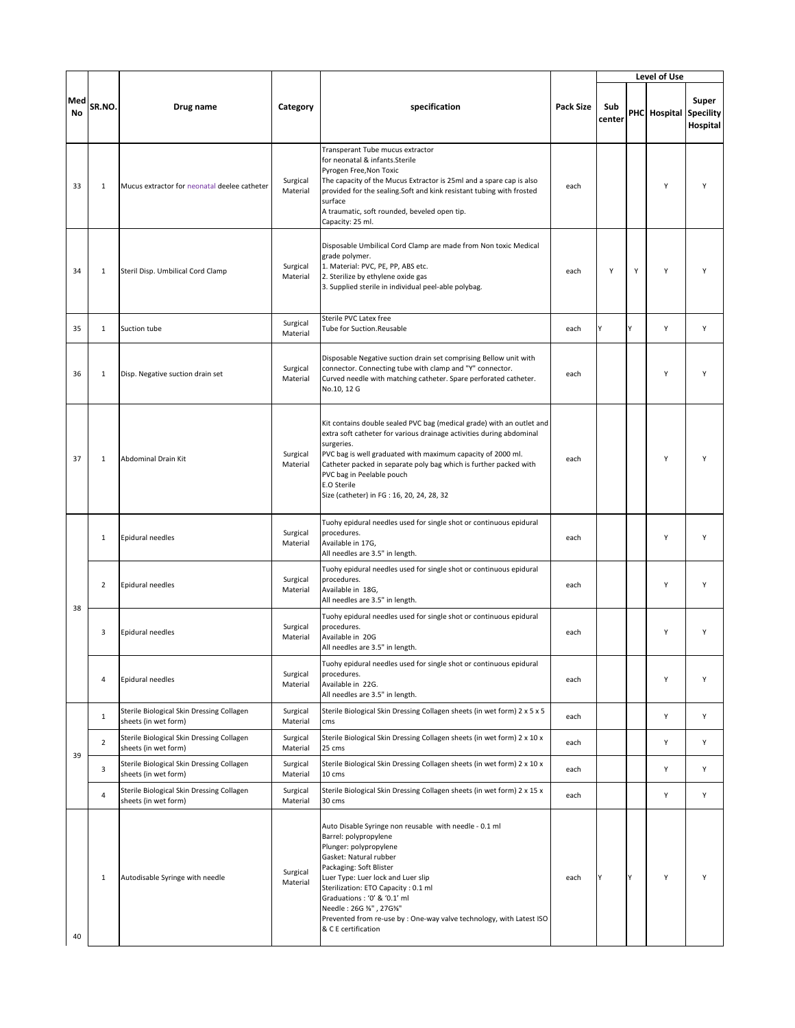| Med No | SR.NO. | Drug name | Category | specification | Pack Size | Level of Use | | | |
|---|---|---|---|---|---|---|---|---|---|
| | | | | | | Sub center | PHC | Hospital | Super Speciality Hospital |
| 33 | 1 | Mucus extractor for neonatal deelee catheter | Surgical Material | Transperant Tube mucus extractor for neonatal & infants.Sterile Pyrogen Free,Non Toxic The capacity of the Mucus Extractor is 25ml and a spare cap is also provided for the sealing.Soft and kink resistant tubing with frosted surface A traumatic, soft rounded, beveled open tip. Capacity: 25 ml. | each | | | Y | Y |
| 34 | 1 | Steril Disp. Umbilical Cord Clamp | Surgical Material | Disposable Umbilical Cord Clamp are made from Non toxic Medical grade polymer. 1. Material: PVC, PE, PP, ABS etc. 2. Sterilize by ethylene oxide gas 3. Supplied sterile in individual peel-able polybag. | each | Y | Y | Y | Y |
| 35 | 1 | Suction tube | Surgical Material | Sterile PVC Latex free Tube for Suction.Reusable | each | Y | Y | Y | Y |
| 36 | 1 | Disp. Negative suction drain set | Surgical Material | Disposable Negative suction drain set comprising Bellow unit with connector. Connecting tube with clamp and "Y" connector. Curved needle with matching catheter. Spare perforated catheter. No.10, 12 G | each | | | Y | Y |
| 37 | 1 | Abdominal Drain Kit | Surgical Material | Kit contains double sealed PVC bag (medical grade) with an outlet and extra soft catheter for various drainage activities during abdominal surgeries. PVC bag is well graduated with maximum capacity of 2000 ml. Catheter packed in separate poly bag which is further packed with PVC bag in Peelable pouch E.O Sterile Size (catheter) in FG : 16, 20, 24, 28, 32 | each | | | Y | Y |
| 38 | 1 | Epidural needles | Surgical Material | Tuohy epidural needles used for single shot or continuous epidural procedures. Available in 17G, All needles are 3.5" in length. | each | | | Y | Y |
| | 2 | Epidural needles | Surgical Material | Tuohy epidural needles used for single shot or continuous epidural procedures. Available in 18G, All needles are 3.5" in length. | each | | | Y | Y |
| | 3 | Epidural needles | Surgical Material | Tuohy epidural needles used for single shot or continuous epidural procedures. Available in 20G All needles are 3.5" in length. | each | | | Y | Y |
| | 4 | Epidural needles | Surgical Material | Tuohy epidural needles used for single shot or continuous epidural procedures. Available in 22G. All needles are 3.5" in length. | each | | | Y | Y |
| 39 | 1 | Sterile Biological Skin Dressing Collagen sheets (in wet form) | Surgical Material | Sterile Biological Skin Dressing Collagen sheets (in wet form) 2 x 5 x 5 cms | each | | | Y | Y |
| | 2 | Sterile Biological Skin Dressing Collagen sheets (in wet form) | Surgical Material | Sterile Biological Skin Dressing Collagen sheets (in wet form) 2 x 10 x 25 cms | each | | | Y | Y |
| | 3 | Sterile Biological Skin Dressing Collagen sheets (in wet form) | Surgical Material | Sterile Biological Skin Dressing Collagen sheets (in wet form) 2 x 10 x 10 cms | each | | | Y | Y |
| | 4 | Sterile Biological Skin Dressing Collagen sheets (in wet form) | Surgical Material | Sterile Biological Skin Dressing Collagen sheets (in wet form) 2 x 15 x 30 cms | each | | | Y | Y |
| 40 | 1 | Autodisable Syringe with needle | Surgical Material | Auto Disable Syringe non reusable with needle - 0.1 ml Barrel: polypropylene Plunger: polypropylene Gasket: Natural rubber Packaging: Soft Blister Luer Type: Luer lock and Luer slip Sterilization: ETO Capacity : 0.1 ml Graduations : '0' & '0.1' ml Needle : 26G ⅜" , 27G⅜" Prevented from re-use by : One-way valve technology, with Latest ISO & C E certification | each | Y | Y | Y | Y |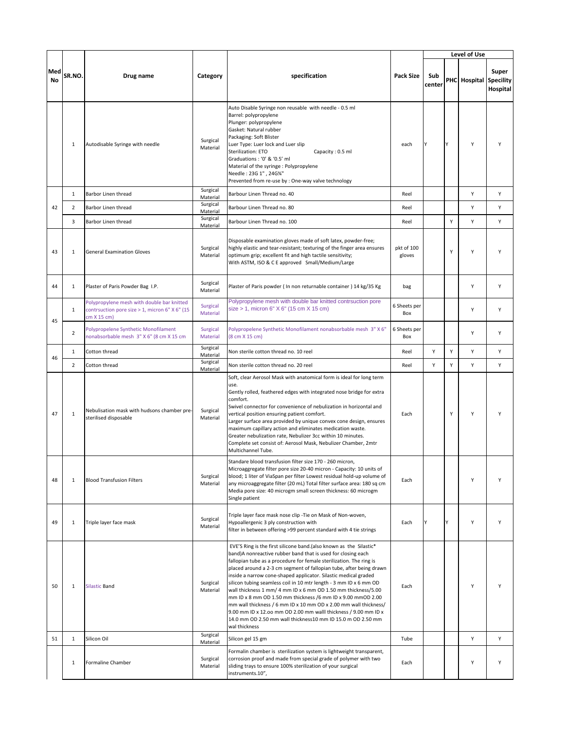| Med No | SR.NO. | Drug name | Category | specification | Pack Size | Level of Use | | | |
|---|---|---|---|---|---|---|---|---|---|
| | | | | | | Sub center | PHC | Hospital | Super Speciality Hospital |
| | 1 | Autodisable Syringe with needle | Surgical Material | Auto Disable Syringe non reusable with needle - 0.5 ml<br>Barrel: polypropylene<br>Plunger: polypropylene<br>Gasket: Natural rubber<br>Packaging: Soft Blister<br>Luer Type: Luer lock and Luer slip<br>Sterilization: ETO Capacity : 0.5 ml<br>Graduations : '0' & '0.5' ml<br>Material of the syringe : Polypropylene<br>Needle : 23G 1" , 24G¾"<br>Prevented from re-use by : One-way valve technology | each | Y | Y | Y | Y |
| 42 | 1 | Barbor Linen thread | Surgical Material | Barbour Linen Thread no. 40 | Reel | | | Y | Y |
| | 2 | Barbor Linen thread | Surgical Material | Barbour Linen Thread no. 80 | Reel | | | Y | Y |
| | 3 | Barbor Linen thread | Surgical Material | Barbour Linen Thread no. 100 | Reel | | Y | Y | Y |
| 43 | 1 | General Examination Gloves | Surgical Material | Disposable examination gloves made of soft latex, powder-free; highly elastic and tear-resistant; texturing of the finger area ensures optimum grip; excellent fit and high tactile sensitivity;<br>With ASTM, ISO & C E approved Small/Medium/Large | pkt of 100 gloves | | Y | Y | Y |
| 44 | 1 | Plaster of Paris Powder Bag I.P. | Surgical Material | Plaster of Paris powder ( In non returnable container ) 14 kg/35 Kg | bag | | | Y | Y |
| 45 | 1 | Polypropylene mesh with double bar knitted contrsuction pore size > 1, micron 6" X 6" (15 cm X 15 cm) | Surgical Material | Polypropylene mesh with double bar knitted contrsuction pore size > 1, micron 6" X 6" (15 cm X 15 cm) | 6 Sheets per Box | | | Y | Y |
| | 2 | Polypropelene Synthetic Monofilament nonabsorbable mesh 3" X 6" (8 cm X 15 cm | Surgical Material | Polypropelene Synthetic Monofilament nonabsorbable mesh 3" X 6" (8 cm X 15 cm) | 6 Sheets per Box | | | Y | Y |
| 46 | 1 | Cotton thread | Surgical Material | Non sterile cotton thread no. 10 reel | Reel | Y | Y | Y | Y |
| | 2 | Cotton thread | Surgical Material | Non sterile cotton thread no. 20 reel | Reel | Y | Y | Y | Y |
| 47 | 1 | Nebulisation mask with hudsons chamber pre-sterilised disposable | Surgical Material | Soft, clear Aerosol Mask with anatomical form is ideal for long term use.<br>Gently rolled, feathered edges with integrated nose bridge for extra comfort.<br>Swivel connector for convenience of nebulization in horizontal and vertical position ensuring patient comfort.<br>Larger surface area provided by unique convex cone design, ensures maximum capillary action and eliminates medication waste.<br>Greater nebulization rate, Nebulizer 3cc within 10 minutes.<br>Complete set consist of: Aerosol Mask, Nebulizer Chamber, 2mtr Multichannel Tube. | Each | | Y | Y | Y |
| 48 | 1 | Blood Transfusion Filters | Surgical Material | Standare blood transfusion filter size 170 - 260 micron, Microaggregate filter pore size 20-40 micron - Capacity: 10 units of blood; 1 liter of ViaSpan per filter Lowest residual hold-up volume of any microaggregate filter (20 mL) Total filter surface area: 180 sq cm Media pore size: 40 microgm small screen thickness: 60 microgm Single patient | Each | | | Y | Y |
| 49 | 1 | Triple layer face mask | Surgical Material | Triple layer face mask nose clip -Tie on Mask of Non-woven, Hypoallergenic 3 ply construction with<br>filter in between offering >99 percent standard with 4 tie strings | Each | Y | Y | Y | Y |
| 50 | 1 | Silastic Band | Surgical Material | EVE'S Ring is the first silicone band.(also known as the Silastic* band)A nonreactive rubber band that is used for closing each fallopian tube as a procedure for female sterilization. The ring is placed around a 2-3 cm segment of fallopian tube, after being drawn inside a narrow cone-shaped applicator. Silastic medical graded silicon tubing seamless coil in 10 mtr length - 3 mm ID x 6 mm OD wall thickness 1 mm/ 4 mm ID x 6 mm OD 1.50 mm thickness/5.00 mm ID x 8 mm OD 1.50 mm thickness /6 mm ID x 9.00 mmOD 2.00 mm wall thickness / 6 mm ID x 10 mm OD x 2.00 mm wall thickness/ 9.00 mm ID x 12.oo mm OD 2.00 mm walll thickness / 9.00 mm ID x 14.0 mm OD 2.50 mm wall thickness10 mm ID 15.0 m OD 2.50 mm wal thickness | Each | | | Y | Y |
| 51 | 1 | Silicon Oil | Surgical Material | Silicon gel 15 gm | Tube | | | Y | Y |
| | 1 | Formaline Chamber | Surgical Material | Formalin chamber is sterilization system is lightweight transparent, corrosion proof and made from special grade of polymer with two sliding trays to ensure 100% sterilization of your surgical instruments.10", | Each | | | Y | Y |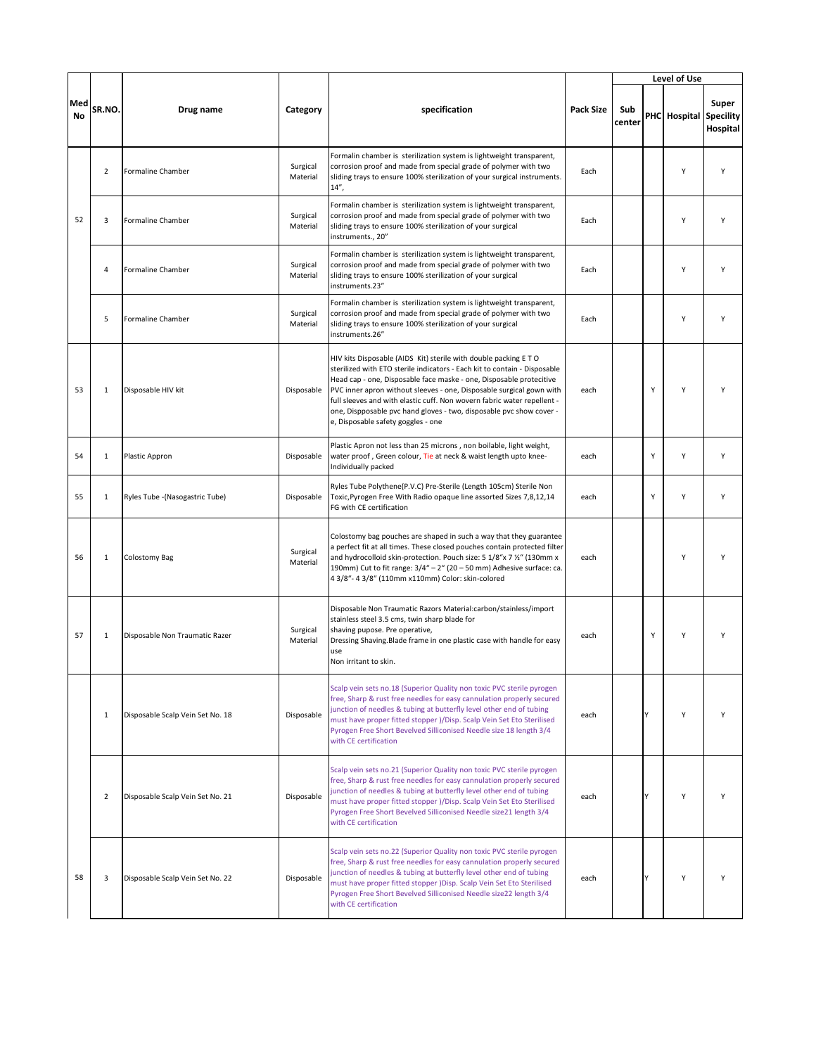| Med No | SR.NO. | Drug name | Category | specification | Pack Size | Level of Use | | | |
|---|---|---|---|---|---|---|---|---|---|
| | | | | | | Sub center | PHC | Hospital | Super Specility Hospital |
| 52 | 2 | Formaline Chamber | Surgical Material | Formalin chamber is sterilization system is lightweight transparent, corrosion proof and made from special grade of polymer with two sliding trays to ensure 100% sterilization of your surgical instruments. 14", | Each | | | Y | Y |
| | 3 | Formaline Chamber | Surgical Material | Formalin chamber is sterilization system is lightweight transparent, corrosion proof and made from special grade of polymer with two sliding trays to ensure 100% sterilization of your surgical instruments., 20" | Each | | | Y | Y |
| | 4 | Formaline Chamber | Surgical Material | Formalin chamber is sterilization system is lightweight transparent, corrosion proof and made from special grade of polymer with two sliding trays to ensure 100% sterilization of your surgical instruments.23" | Each | | | Y | Y |
| | 5 | Formaline Chamber | Surgical Material | Formalin chamber is sterilization system is lightweight transparent, corrosion proof and made from special grade of polymer with two sliding trays to ensure 100% sterilization of your surgical instruments.26" | Each | | | Y | Y |
| 53 | 1 | Disposable HIV kit | Disposable | HIV kits Disposable (AIDS Kit) sterile with double packing E T O sterilized with ETO sterile indicators - Each kit to contain - Disposable Head cap - one, Disposable face maske - one, Disposable protecitive PVC inner apron without sleeves - one, Disposable surgical gown with full sleeves and with elastic cuff. Non wovern fabric water repellent - one, Dispposable pvc hand gloves - two, disposable pvc show cover - e, Disposable safety goggles - one | each | | Y | Y | Y |
| 54 | 1 | Plastic Appron | Disposable | Plastic Apron not less than 25 microns , non boilable, light weight, water proof , Green colour, Tie at neck & waist length upto knee- Individually packed | each | | Y | Y | Y |
| 55 | 1 | Ryles Tube -(Nasogastric Tube) | Disposable | Ryles Tube Polythene(P.V.C) Pre-Sterile (Length 105cm) Sterile Non Toxic,Pyrogen Free With Radio opaque line assorted Sizes 7,8,12,14 FG with CE certification | each | | Y | Y | Y |
| 56 | 1 | Colostomy Bag | Surgical Material | Colostomy bag pouches are shaped in such a way that they guarantee a perfect fit at all times. These closed pouches contain protected filter and hydrocolloid skin-protection. Pouch size: 5 1/8"x 7 ½" (130mm x 190mm) Cut to fit range: 3/4" – 2" (20 – 50 mm) Adhesive surface: ca. 4 3/8"- 4 3/8" (110mm x110mm) Color: skin-colored | each | | | Y | Y |
| 57 | 1 | Disposable Non Traumatic Razer | Surgical Material | Disposable Non Traumatic Razors Material:carbon/stainless/import stainless steel 3.5 cms, twin sharp blade for shaving pupose. Pre operative, Dressing Shaving.Blade frame in one plastic case with handle for easy use Non irritant to skin. | each | | Y | Y | Y |
| 58 | 1 | Disposable Scalp Vein Set No. 18 | Disposable | Scalp vein sets no.18 (Superior Quality non toxic PVC sterile pyrogen free, Sharp & rust free needles for easy cannulation properly secured junction of needles & tubing at butterfly level other end of tubing must have proper fitted stopper )/Disp. Scalp Vein Set Eto Sterilised Pyrogen Free Short Bevelved Silliconised Needle size 18 length 3/4 with CE certification | each | | Y | Y | Y |
| | 2 | Disposable Scalp Vein Set No. 21 | Disposable | Scalp vein sets no.21 (Superior Quality non toxic PVC sterile pyrogen free, Sharp & rust free needles for easy cannulation properly secured junction of needles & tubing at butterfly level other end of tubing must have proper fitted stopper )/Disp. Scalp Vein Set Eto Sterilised Pyrogen Free Short Bevelved Silliconised Needle size21 length 3/4 with CE certification | each | | Y | Y | Y |
| | 3 | Disposable Scalp Vein Set No. 22 | Disposable | Scalp vein sets no.22 (Superior Quality non toxic PVC sterile pyrogen free, Sharp & rust free needles for easy cannulation properly secured junction of needles & tubing at butterfly level other end of tubing must have proper fitted stopper )Disp. Scalp Vein Set Eto Sterilised Pyrogen Free Short Bevelved Silliconised Needle size22 length 3/4 with CE certification | each | | Y | Y | Y |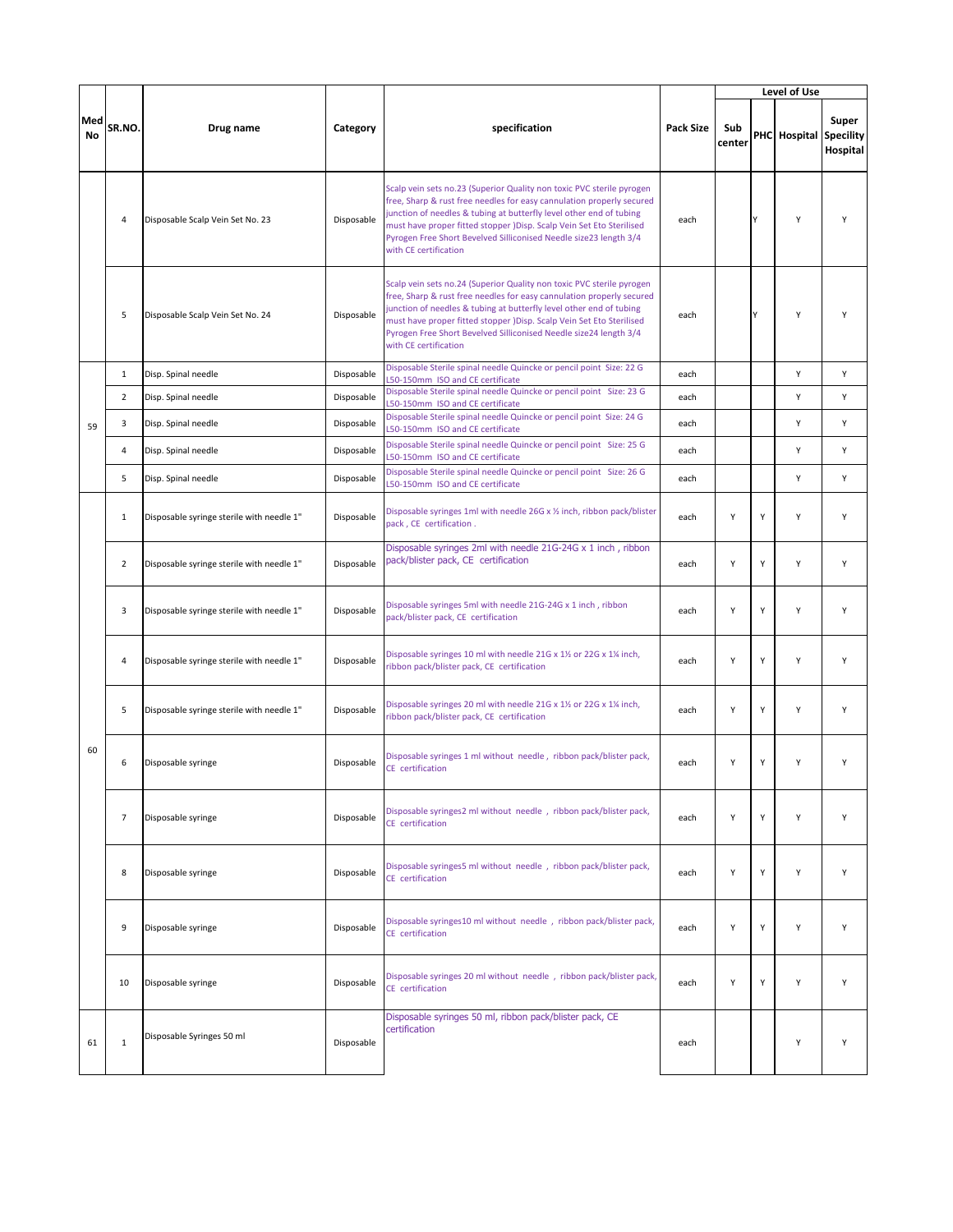| Med No | SR.NO. | Drug name | Category | specification | Pack Size | Level of Use | | | |
|---|---|---|---|---|---|---|---|---|---|
| | | | | | | Sub center | PHC | Hospital | Super Specility Hospital |
| | 4 | Disposable Scalp Vein Set No. 23 | Disposable | Scalp vein sets no.23 (Superior Quality non toxic PVC sterile pyrogen free, Sharp & rust free needles for easy cannulation properly secured junction of needles & tubing at butterfly level other end of tubing must have proper fitted stopper )Disp. Scalp Vein Set Eto Sterilised Pyrogen Free Short Bevelved Silliconised Needle size23 length 3/4 with CE certification | each | | Y | Y | Y |
| | 5 | Disposable Scalp Vein Set No. 24 | Disposable | Scalp vein sets no.24 (Superior Quality non toxic PVC sterile pyrogen free, Sharp & rust free needles for easy cannulation properly secured junction of needles & tubing at butterfly level other end of tubing must have proper fitted stopper )Disp. Scalp Vein Set Eto Sterilised Pyrogen Free Short Bevelved Silliconised Needle size24 length 3/4 with CE certification | each | | Y | Y | Y |
| 59 | 1 | Disp. Spinal needle | Disposable | Disposable Sterile spinal needle Quincke or pencil point Size: 22 G L50-150mm ISO and CE certificate | each | | | Y | Y |
| | 2 | Disp. Spinal needle | Disposable | Disposable Sterile spinal needle Quincke or pencil point Size: 23 G L50-150mm ISO and CE certificate | each | | | Y | Y |
| | 3 | Disp. Spinal needle | Disposable | Disposable Sterile spinal needle Quincke or pencil point Size: 24 G L50-150mm ISO and CE certificate | each | | | Y | Y |
| | 4 | Disp. Spinal needle | Disposable | Disposable Sterile spinal needle Quincke or pencil point Size: 25 G L50-150mm ISO and CE certificate | each | | | Y | Y |
| | 5 | Disp. Spinal needle | Disposable | Disposable Sterile spinal needle Quincke or pencil point Size: 26 G L50-150mm ISO and CE certificate | each | | | Y | Y |
| 60 | 1 | Disposable syringe sterile with needle 1" | Disposable | Disposable syringes 1ml with needle 26G x ½ inch, ribbon pack/blister pack , CE certification . | each | Y | Y | Y | Y |
| | 2 | Disposable syringe sterile with needle 1" | Disposable | Disposable syringes 2ml with needle 21G-24G x 1 inch , ribbon pack/blister pack, CE certification | each | Y | Y | Y | Y |
| | 3 | Disposable syringe sterile with needle 1" | Disposable | Disposable syringes 5ml with needle 21G-24G x 1 inch , ribbon pack/blister pack, CE certification | each | Y | Y | Y | Y |
| | 4 | Disposable syringe sterile with needle 1" | Disposable | Disposable syringes 10 ml with needle 21G x 1½ or 22G x 1¼ inch, ribbon pack/blister pack, CE certification | each | Y | Y | Y | Y |
| | 5 | Disposable syringe sterile with needle 1" | Disposable | Disposable syringes 20 ml with needle 21G x 1½ or 22G x 1¼ inch, ribbon pack/blister pack, CE certification | each | Y | Y | Y | Y |
| | 6 | Disposable syringe | Disposable | Disposable syringes 1 ml without needle , ribbon pack/blister pack, CE certification | each | Y | Y | Y | Y |
| | 7 | Disposable syringe | Disposable | Disposable syringes2 ml without needle , ribbon pack/blister pack, CE certification | each | Y | Y | Y | Y |
| | 8 | Disposable syringe | Disposable | Disposable syringes5 ml without needle , ribbon pack/blister pack, CE certification | each | Y | Y | Y | Y |
| | 9 | Disposable syringe | Disposable | Disposable syringes10 ml without needle , ribbon pack/blister pack, CE certification | each | Y | Y | Y | Y |
| | 10 | Disposable syringe | Disposable | Disposable syringes 20 ml without needle , ribbon pack/blister pack, CE certification | each | Y | Y | Y | Y |
| 61 | 1 | Disposable Syringes 50 ml | Disposable | Disposable syringes 50 ml, ribbon pack/blister pack, CE certification | each | | | Y | Y |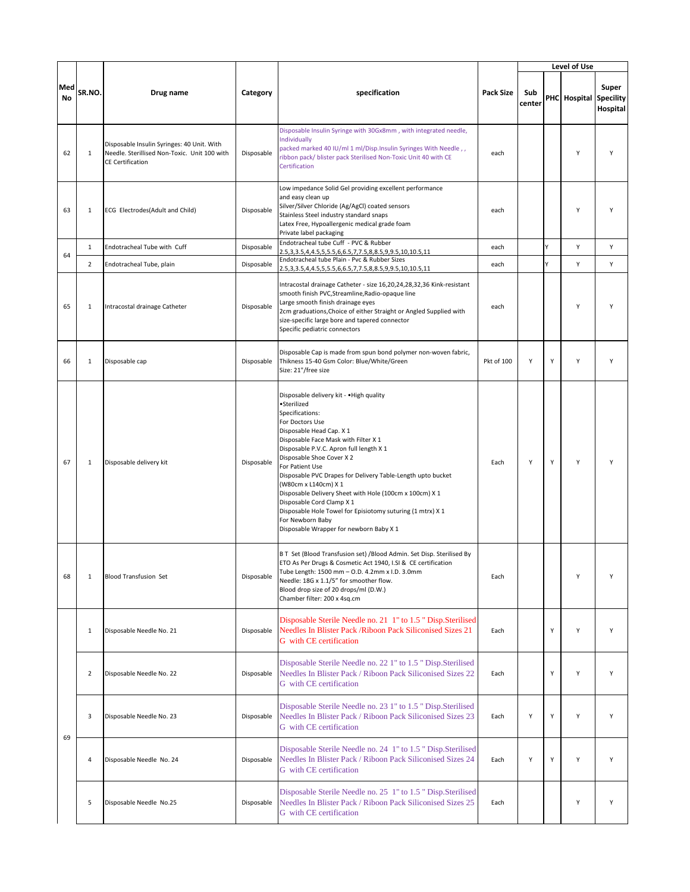| Med No | SR.NO. | Drug name | Category | specification | Pack Size | Level of Use | | | |
|---|---|---|---|---|---|---|---|---|---|
| | | | | | | Sub center | PHC | Hospital | Super Specility Hospital |
| 62 | 1 | Disposable Insulin Syringes: 40 Unit. With Needle. Sterillised Non-Toxic. Unit 100 with CE Certification | Disposable | Disposable Insulin Syringe with 30Gx8mm , with integrated needle, Individually packed marked 40 IU/ml 1 ml/Disp.Insulin Syringes With Needle , , ribbon pack/ blister pack Sterilised Non-Toxic Unit 40 with CE Certification | each | | | Y | Y |
| 63 | 1 | ECG Electrodes(Adult and Child) | Disposable | Low impedance Solid Gel providing excellent performance and easy clean up Silver/Silver Chloride (Ag/AgCl) coated sensors Stainless Steel industry standard snaps Latex Free, Hypoallergenic medical grade foam Private label packaging | each | | | Y | Y |
| 64 | 1 | Endotracheal Tube with Cuff | Disposable | Endotracheal tube Cuff - PVC & Rubber 2.5,3,3.5,4,4.5,5,5.5,6,6.5,7,7.5,8,8.5,9,9.5,10,10.5,11 | each | | Y | Y | Y |
| | 2 | Endotracheal Tube, plain | Disposable | Endotracheal Tube Plain - Pvc & Rubber Sizes 2.5,3,3.5,4,4.5,5,5.5,6,6.5,7,7.5,8,8.5,9,9.5,10,10.5,11 | each | | Y | Y | Y |
| 65 | 1 | Intracostal drainage Catheter | Disposable | Intracostal drainage Catheter - size 16,20,24,28,32,36 Kink-resistant smooth finish PVC,Streamline,Radio-opaque line Large smooth finish drainage eyes 2cm graduations,Choice of either Straight or Angled Supplied with size-specific large bore and tapered connector Specific pediatric connectors | each | | | Y | Y |
| 66 | 1 | Disposable cap | Disposable | Disposable Cap is made from spun bond polymer non-woven fabric, Thikness 15-40 Gsm Color: Blue/White/Green Size: 21"/free size | Pkt of 100 | Y | Y | Y | Y |
| 67 | 1 | Disposable delivery kit | Disposable | Disposable delivery kit - •High quality •Sterilized Specifications: For Doctors Use Disposable Head Cap. X 1 Disposable Face Mask with Filter X 1 Disposable P.V.C. Apron full length X 1 Disposable Shoe Cover X 2 For Patient Use Disposable PVC Drapes for Delivery Table-Length upto bucket (W80cm x L140cm) X 1 Disposable Delivery Sheet with Hole (100cm x 100cm) X 1 Disposable Cord Clamp X 1 Disposable Hole Towel for Episiotomy suturing (1 mtrx) X 1 For Newborn Baby Disposable Wrapper for newborn Baby X 1 | Each | Y | Y | Y | Y |
| 68 | 1 | Blood Transfusion Set | Disposable | B T Set (Blood Transfusion set) /Blood Admin. Set Disp. Sterilised By ETO As Per Drugs & Cosmetic Act 1940, I.SI & CE certification Tube Length: 1500 mm – O.D. 4.2mm x I.D. 3.0mm Needle: 18G x 1.1/5" for smoother flow. Blood drop size of 20 drops/ml (D.W.) Chamber filter: 200 x 4sq.cm | Each | | | Y | Y |
| 69 | 1 | Disposable Needle No. 21 | Disposable | Disposable Sterile Needle no. 21 1" to 1.5 " Disp.Sterilised Needles In Blister Pack /Riboon Pack Siliconised Sizes 21 G with CE certification | Each | | Y | Y | Y |
| | 2 | Disposable Needle No. 22 | Disposable | Disposable Sterile Needle no. 22 1" to 1.5 " Disp.Sterilised Needles In Blister Pack / Riboon Pack Siliconised Sizes 22 G with CE certification | Each | | Y | Y | Y |
| | 3 | Disposable Needle No. 23 | Disposable | Disposable Sterile Needle no. 23 1" to 1.5 " Disp.Sterilised Needles In Blister Pack / Riboon Pack Siliconised Sizes 23 G with CE certification | Each | Y | Y | Y | Y |
| | 4 | Disposable Needle No. 24 | Disposable | Disposable Sterile Needle no. 24 1" to 1.5 " Disp.Sterilised Needles In Blister Pack / Riboon Pack Siliconised Sizes 24 G with CE certification | Each | Y | Y | Y | Y |
| | 5 | Disposable Needle No.25 | Disposable | Disposable Sterile Needle no. 25 1" to 1.5 " Disp.Sterilised Needles In Blister Pack / Riboon Pack Siliconised Sizes 25 G with CE certification | Each | | | Y | Y |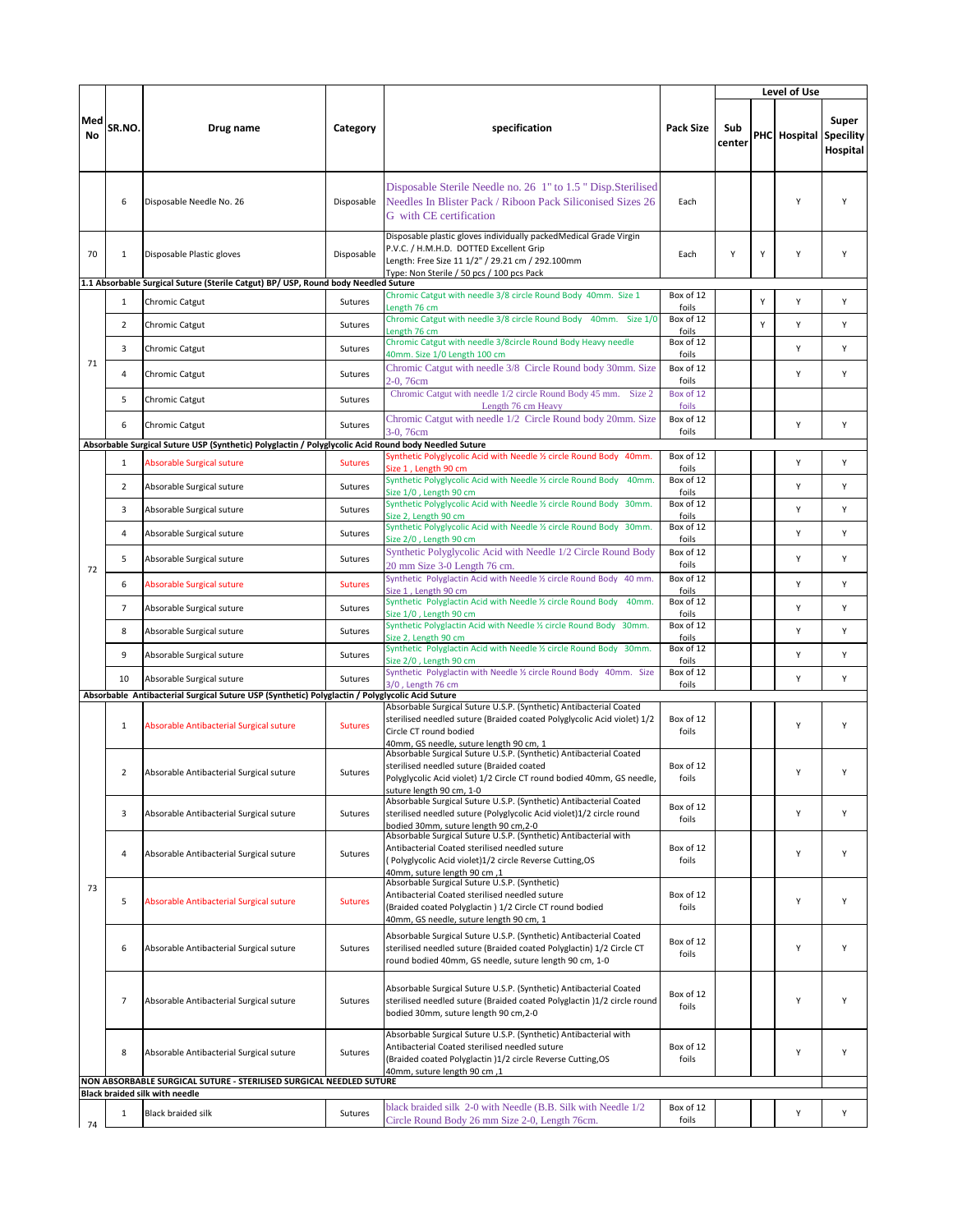| Med No | SR.NO. | Drug name | Category | specification | Pack Size | Level of Use | | | |
|---|---|---|---|---|---|---|---|---|---|
| | | | | | | Sub center | PHC | Hospital | Super Specility Hospital |
| | 6 | Disposable Needle No. 26 | Disposable | Disposable Sterile Needle no. 26 1" to 1.5 " Disp.Sterilised Needles In Blister Pack / Riboon Pack Siliconised Sizes 26 G with CE certification | Each | | | Y | Y |
| 70 | 1 | Disposable Plastic gloves | Disposable | Disposable plastic gloves individually packedMedical Grade Virgin P.V.C. / H.M.H.D. DOTTED Excellent Grip Length: Free Size 11 1/2" / 29.21 cm / 292.100mm Type: Non Sterile / 50 pcs / 100 pcs Pack | Each | Y | Y | Y | Y |
| **1.1 Absorbable Surgical Suture (Sterile Catgut) BP/ USP, Round body Needled Suture** | | | | | | | | | |
| 71 | 1 | Chromic Catgut | Sutures | Chromic Catgut with needle 3/8 circle Round Body 40mm. Size 1 Length 76 cm | Box of 12 foils | | Y | Y | Y |
| | 2 | Chromic Catgut | Sutures | Chromic Catgut with needle 3/8 circle Round Body 40mm. Size 1/0 Length 76 cm | Box of 12 foils | | Y | Y | Y |
| | 3 | Chromic Catgut | Sutures | Chromic Catgut with needle 3/8circle Round Body Heavy needle 40mm. Size 1/0 Length 100 cm | Box of 12 foils | | | Y | Y |
| | 4 | Chromic Catgut | Sutures | Chromic Catgut with needle 3/8 Circle Round body 30mm. Size 2-0, 76cm | Box of 12 foils | | | Y | Y |
| | 5 | Chromic Catgut | Sutures | Chromic Catgut with needle 1/2 circle Round Body 45 mm. Size 2 Length 76 cm Heavy | Box of 12 foils | | | | |
| | 6 | Chromic Catgut | Sutures | Chromic Catgut with needle 1/2 Circle Round body 20mm. Size 3-0, 76cm | Box of 12 foils | | | Y | Y |
| **Absorbable Surgical Suture USP (Synthetic) Polyglactin / Polyglycolic Acid Round body Needled Suture** | | | | | | | | | |
| 72 | 1 | Absorbable Surgical suture | Sutures | Synthetic Polyglycolic Acid with Needle ½ circle Round Body 40mm. Size 1 , Length 90 cm | Box of 12 foils | | | Y | Y |
| | 2 | Absorbable Surgical suture | Sutures | Synthetic Polyglycolic Acid with Needle ½ circle Round Body 40mm. Size 1/0 , Length 90 cm | Box of 12 foils | | | Y | Y |
| | 3 | Absorbable Surgical suture | Sutures | Synthetic Polyglycolic Acid with Needle ½ circle Round Body 30mm. Size 2, Length 90 cm | Box of 12 foils | | | Y | Y |
| | 4 | Absorbable Surgical suture | Sutures | Synthetic Polyglycolic Acid with Needle ½ circle Round Body 30mm. Size 2/0 , Length 90 cm | Box of 12 foils | | | Y | Y |
| | 5 | Absorbable Surgical suture | Sutures | Synthetic Polyglycolic Acid with Needle 1/2 Circle Round Body 20 mm Size 3-0 Length 76 cm. | Box of 12 foils | | | Y | Y |
| | 6 | Absorbable Surgical suture | Sutures | Synthetic Polyglactin Acid with Needle ½ circle Round Body 40 mm. Size 1 , Length 90 cm | Box of 12 foils | | | Y | Y |
| | 7 | Absorbable Surgical suture | Sutures | Synthetic Polyglactin Acid with Needle ½ circle Round Body 40mm. Size 1/0 , Length 90 cm | Box of 12 foils | | | Y | Y |
| | 8 | Absorbable Surgical suture | Sutures | Synthetic Polyglactin Acid with Needle ½ circle Round Body 30mm. Size 2, Length 90 cm | Box of 12 foils | | | Y | Y |
| | 9 | Absorbable Surgical suture | Sutures | Synthetic Polyglactin Acid with Needle ½ circle Round Body 30mm. Size 2/0 , Length 90 cm | Box of 12 foils | | | Y | Y |
| | 10 | Absorbable Surgical suture | Sutures | Synthetic Polyglactin with Needle ½ circle Round Body 40mm. Size 3/0 , Length 76 cm | Box of 12 foils | | | Y | Y |
| **Absorbable Antibacterial Surgical Suture USP (Synthetic) Polyglactin / Polyglycolic Acid Suture** | | | | | | | | | |
| 73 | 1 | Absorbable Antibacterial Surgical suture | Sutures | Absorbable Surgical Suture U.S.P. (Synthetic) Antibacterial Coated sterilised needled suture (Braided coated Polyglycolic Acid violet) 1/2 Circle CT round bodied 40mm, GS needle, suture length 90 cm, 1 | Box of 12 foils | | | Y | Y |
| | 2 | Absorbable Antibacterial Surgical suture | Sutures | Absorbable Surgical Suture U.S.P. (Synthetic) Antibacterial Coated sterilised needled suture (Braided coated Polyglycolic Acid violet) 1/2 Circle CT round bodied 40mm, GS needle, suture length 90 cm, 1-0 | Box of 12 foils | | | Y | Y |
| | 3 | Absorbable Antibacterial Surgical suture | Sutures | Absorbable Surgical Suture U.S.P. (Synthetic) Antibacterial Coated sterilised needled suture (Polyglycolic Acid violet)1/2 circle round bodied 30mm, suture length 90 cm,2-0 | Box of 12 foils | | | Y | Y |
| | 4 | Absorbable Antibacterial Surgical suture | Sutures | Absorbable Surgical Suture U.S.P. (Synthetic) Antibacterial with Antibacterial Coated sterilised needled suture ( Polyglycolic Acid violet)1/2 circle Reverse Cutting,OS 40mm, suture length 90 cm ,1 | Box of 12 foils | | | Y | Y |
| | 5 | Absorbable Antibacterial Surgical suture | Sutures | Absorbable Surgical Suture U.S.P. (Synthetic) Antibacterial Coated sterilised needled suture (Braided coated Polyglactin ) 1/2 Circle CT round bodied 40mm, GS needle, suture length 90 cm, 1 | Box of 12 foils | | | Y | Y |
| | 6 | Absorbable Antibacterial Surgical suture | Sutures | Absorbable Surgical Suture U.S.P. (Synthetic) Antibacterial Coated sterilised needled suture (Braided coated Polyglactin) 1/2 Circle CT round bodied 40mm, GS needle, suture length 90 cm, 1-0 | Box of 12 foils | | | Y | Y |
| | 7 | Absorbable Antibacterial Surgical suture | Sutures | Absorbable Surgical Suture U.S.P. (Synthetic) Antibacterial Coated sterilised needled suture (Braided coated Polyglactin )1/2 circle round bodied 30mm, suture length 90 cm,2-0 | Box of 12 foils | | | Y | Y |
| | 8 | Absorbable Antibacterial Surgical suture | Sutures | Absorbable Surgical Suture U.S.P. (Synthetic) Antibacterial with Antibacterial Coated sterilised needled suture (Braided coated Polyglactin )1/2 circle Reverse Cutting,OS 40mm, suture length 90 cm ,1 | Box of 12 foils | | | Y | Y |
| **NON ABSORBABLE SURGICAL SUTURE - STERILISED SURGICAL NEEDLED SUTURE** | | | | | | | | | |
| **Black braided silk with needle** | | | | | | | | | |
| 74 | 1 | Black braided silk | Sutures | black braided silk 2-0 with Needle (B.B. Silk with Needle 1/2 Circle Round Body 26 mm Size 2-0, Length 76cm. | Box of 12 foils | | | Y | Y |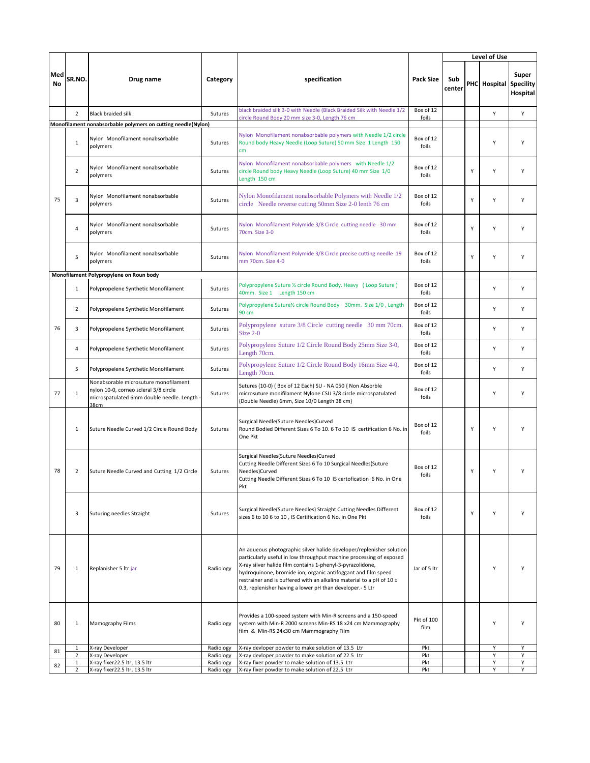| Med No | SR.NO. | Drug name | Category | specification | Pack Size | Level of Use | | | |
|---|---|---|---|---|---|---|---|---|---|
| | | | | | | Sub center | PHC | Hospital | Super Specility Hospital |
| | 2 | Black braided silk | Sutures | black braided silk 3-0 with Needle (Black Braided Silk with Needle 1/2 circle Round Body 20 mm size 3-0, Length 76 cm | Box of 12 foils | | | Y | Y |
| **Monofilament nonabsorbable polymers on cutting needle(Nylon)** | | | | | | | | | |
| 75 | 1 | Nylon Monofilament nonabsorbable polymers | Sutures | Nylon Monofilament nonabsorbable polymers with Needle 1/2 circle Round body Heavy Needle (Loop Suture) 50 mm Size 1 Length 150 cm | Box of 12 foils | | | Y | Y |
| | 2 | Nylon Monofilament nonabsorbable polymers | Sutures | Nylon Monofilament nonabsorbable polymers with Needle 1/2 circle Round body Heavy Needle (Loop Suture) 40 mm Size 1/0 Length 150 cm | Box of 12 foils | | Y | Y | Y |
| | 3 | Nylon Monofilament nonabsorbable polymers | Sutures | Nylon Monofilament nonabsorbable Polymers with Needle 1/2 circle Needle reverse cutting 50mm Size 2-0 lenth 76 cm | Box of 12 foils | | Y | Y | Y |
| | 4 | Nylon Monofilament nonabsorbable polymers | Sutures | Nylon Monofilament Polymide 3/8 Circle cutting needle 30 mm 70cm. Size 3-0 | Box of 12 foils | | Y | Y | Y |
| | 5 | Nylon Monofilament nonabsorbable polymers | Sutures | Nylon Monofilament Polymide 3/8 Circle precise cutting needle 19 mm 70cm. Size 4-0 | Box of 12 foils | | Y | Y | Y |
| **Monofilament Polypropylene on Roun body** | | | | | | | | | |
| 76 | 1 | Polypropelene Synthetic Monofilament | Sutures | Polypropylene Suture ½ circle Round Body. Heavy (Loop Suture) 40mm. Size 1 Length 150 cm | Box of 12 foils | | | Y | Y |
| | 2 | Polypropelene Synthetic Monofilament | Sutures | Polypropylene Suture½ circle Round Body 30mm. Size 1/0 , Length 90 cm | Box of 12 foils | | | Y | Y |
| | 3 | Polypropelene Synthetic Monofilament | Sutures | Polypropylene suture 3/8 Circle cutting needle 30 mm 70cm. Size 2-0 | Box of 12 foils | | | Y | Y |
| | 4 | Polypropelene Synthetic Monofilament | Sutures | Polypropylene Suture 1/2 Circle Round Body 25mm Size 3-0, Length 70cm. | Box of 12 foils | | | Y | Y |
| | 5 | Polypropelene Synthetic Monofilament | Sutures | Polypropylene Suture 1/2 Circle Round Body 16mm Size 4-0, Length 70cm. | Box of 12 foils | | | Y | Y |
| 77 | 1 | Nonabsorable microsuture monofilament nylon 10-0, corneo scleral 3/8 circle microspatulated 6mm double needle. Length - 38cm | Sutures | Sutures (10-0) ( Box of 12 Each) SU - NA 050 { Non Absorble microsuture monifilament Nylone CSU 3/8 circle microspatulated (Double Needle) 6mm, Size 10/0 Length 38 cm} | Box of 12 foils | | | Y | Y |
| 78 | 1 | Suture Needle Curved 1/2 Circle Round Body | Sutures | Surgical Needle(Suture Needles)Curved Round Bodied Different Sizes 6 To 10. 6 To 10 IS certification 6 No. in One Pkt | Box of 12 foils | | Y | Y | Y |
| | 2 | Suture Needle Curved and Cutting 1/2 Circle | Sutures | Surgical Needles(Suture Needles)Curved Cutting Needle Different Sizes 6 To 10 Surgical Needles(Suture Needles)Curved Cutting Needle Different Sizes 6 To 10 IS certofication 6 No. in One Pkt | Box of 12 foils | | Y | Y | Y |
| | 3 | Suturing needles Straight | Sutures | Surgical Needle(Suture Needles) Straight Cutting Needles Different sizes 6 to 10 6 to 10 , IS Certification 6 No. in One Pkt | Box of 12 foils | | Y | Y | Y |
| 79 | 1 | Replanisher 5 ltr jar | Radiology | An aqueous photographic silver halide developer/replenisher solution particularly useful in low throughput machine processing of exposed X-ray silver halide film contains 1-phenyl-3-pyrazolidone, hydroquinone, bromide ion, organic antifoggant and film speed restrainer and is buffered with an alkaline material to a pH of 10 ± 0.3, replenisher having a lower pH than developer.- 5 Ltr | Jar of 5 ltr | | | Y | Y |
| 80 | 1 | Mamography Films | Radiology | Provides a 100-speed system with Min-R screens and a 150-speed system with Min-R 2000 screens Min-RS 18 x24 cm Mammography film & Min-RS 24x30 cm Mammography Film | Pkt of 100 film | | | Y | Y |
| 81 | 1 | X-ray Developer | Radiology | X-ray devloper powder to make solution of 13.5 Ltr | Pkt | | | Y | Y |
| | 2 | X-ray Developer | Radiology | X-ray devloper powder to make solution of 22.5 Ltr | Pkt | | | Y | Y |
| 82 | 1 | X-ray fixer22.5 ltr, 13.5 ltr | Radiology | X-ray fixer powder to make solution of 13.5 Ltr | Pkt | | | Y | Y |
| | 2 | X-ray fixer22.5 ltr, 13.5 ltr | Radiology | X-ray fixer powder to make solution of 22.5 Ltr | Pkt | | | Y | Y |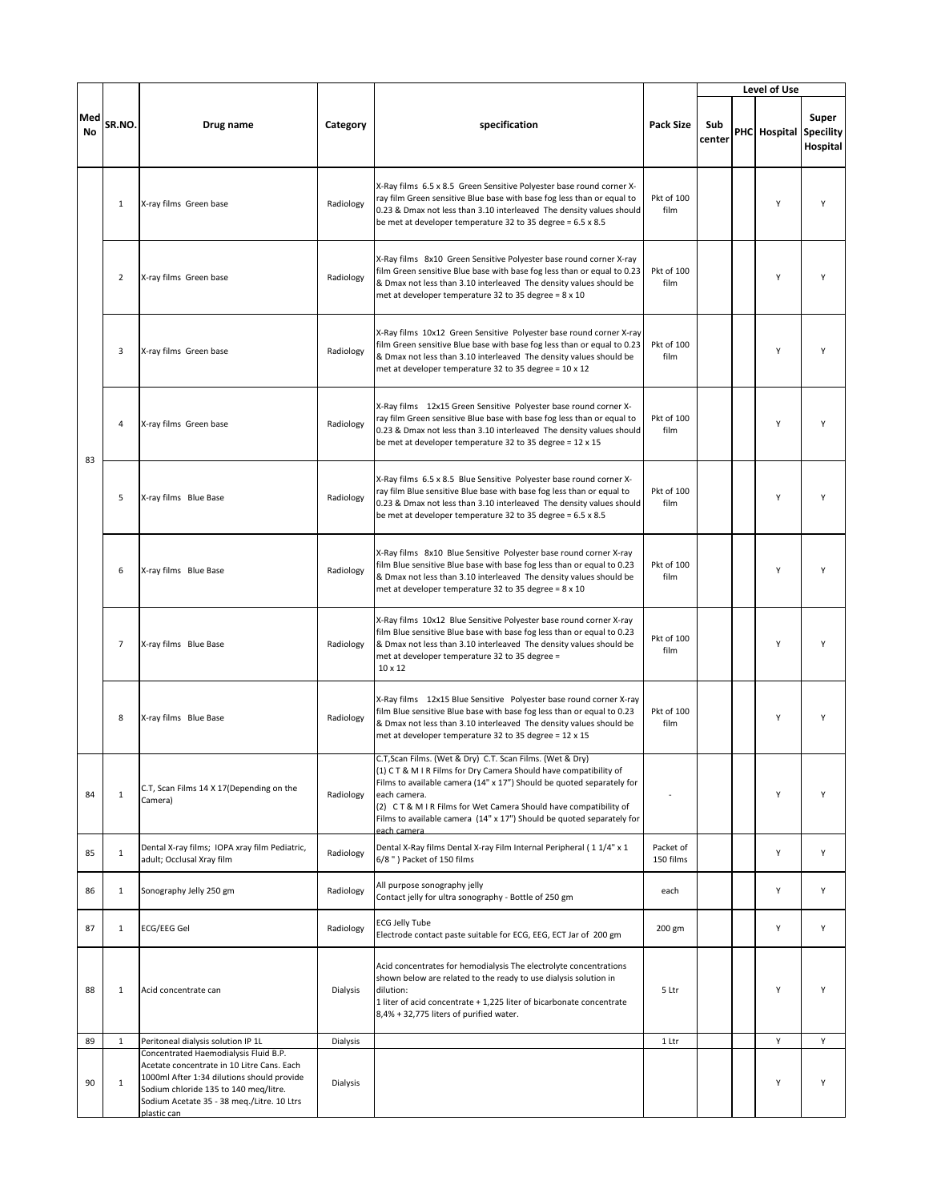| Med No | SR.NO. | Drug name | Category | specification | Pack Size | Level of Use | | | |
|---|---|---|---|---|---|---|---|---|---|
| | | | | | | Sub center | PHC | Hospital | Super Speciality Hospital |
| 83 | 1 | X-ray films Green base | Radiology | X-Ray films 6.5 x 8.5 Green Sensitive Polyester base round corner X-ray film Green sensitive Blue base with base fog less than or equal to 0.23 & Dmax not less than 3.10 interleaved The density values should be met at developer temperature 32 to 35 degree = 6.5 x 8.5 | Pkt of 100 film | | | Y | Y |
| | 2 | X-ray films Green base | Radiology | X-Ray films 8x10 Green Sensitive Polyester base round corner X-ray film Green sensitive Blue base with base fog less than or equal to 0.23 & Dmax not less than 3.10 interleaved The density values should be met at developer temperature 32 to 35 degree = 8 x 10 | Pkt of 100 film | | | Y | Y |
| | 3 | X-ray films Green base | Radiology | X-Ray films 10x12 Green Sensitive Polyester base round corner X-ray film Green sensitive Blue base with base fog less than or equal to 0.23 & Dmax not less than 3.10 interleaved The density values should be met at developer temperature 32 to 35 degree = 10 x 12 | Pkt of 100 film | | | Y | Y |
| | 4 | X-ray films Green base | Radiology | X-Ray films 12x15 Green Sensitive Polyester base round corner X-ray film Green sensitive Blue base with base fog less than or equal to 0.23 & Dmax not less than 3.10 interleaved The density values should be met at developer temperature 32 to 35 degree = 12 x 15 | Pkt of 100 film | | | Y | Y |
| | 5 | X-ray films Blue Base | Radiology | X-Ray films 6.5 x 8.5 Blue Sensitive Polyester base round corner X-ray film Blue sensitive Blue base with base fog less than or equal to 0.23 & Dmax not less than 3.10 interleaved The density values should be met at developer temperature 32 to 35 degree = 6.5 x 8.5 | Pkt of 100 film | | | Y | Y |
| | 6 | X-ray films Blue Base | Radiology | X-Ray films 8x10 Blue Sensitive Polyester base round corner X-ray film Blue sensitive Blue base with base fog less than or equal to 0.23 & Dmax not less than 3.10 interleaved The density values should be met at developer temperature 32 to 35 degree = 8 x 10 | Pkt of 100 film | | | Y | Y |
| | 7 | X-ray films Blue Base | Radiology | X-Ray films 10x12 Blue Sensitive Polyester base round corner X-ray film Blue sensitive Blue base with base fog less than or equal to 0.23 & Dmax not less than 3.10 interleaved The density values should be met at developer temperature 32 to 35 degree = 10 x 12 | Pkt of 100 film | | | Y | Y |
| | 8 | X-ray films Blue Base | Radiology | X-Ray films 12x15 Blue Sensitive Polyester base round corner X-ray film Blue sensitive Blue base with base fog less than or equal to 0.23 & Dmax not less than 3.10 interleaved The density values should be met at developer temperature 32 to 35 degree = 12 x 15 | Pkt of 100 film | | | Y | Y |
| 84 | 1 | C.T, Scan Films 14 X 17(Depending on the Camera) | Radiology | C.T,Scan Films. (Wet & Dry) C.T. Scan Films. (Wet & Dry) (1) C T & M I R Films for Dry Camera Should have compatibility of Films to available camera (14" x 17") Should be quoted separately for each camera. (2) C T & M I R Films for Wet Camera Should have compatibility of Films to available camera (14" x 17") Should be quoted separately for each camera | - | | | Y | Y |
| 85 | 1 | Dental X-ray films; IOPA xray film Pediatric, adult; Occlusal Xray film | Radiology | Dental X-Ray films Dental X-ray Film Internal Peripheral ( 1 1/4" x 1 6/8 " ) Packet of 150 films | Packet of 150 films | | | Y | Y |
| 86 | 1 | Sonography Jelly 250 gm | Radiology | All purpose sonography jelly Contact jelly for ultra sonography - Bottle of 250 gm | each | | | Y | Y |
| 87 | 1 | ECG/EEG Gel | Radiology | ECG Jelly Tube Electrode contact paste suitable for ECG, EEG, ECT Jar of 200 gm | 200 gm | | | Y | Y |
| 88 | 1 | Acid concentrate can | Dialysis | Acid concentrates for hemodialysis The electrolyte concentrations shown below are related to the ready to use dialysis solution in dilution: 1 liter of acid concentrate + 1,225 liter of bicarbonate concentrate 8,4% + 32,775 liters of purified water. | 5 Ltr | | | Y | Y |
| 89 | 1 | Peritoneal dialysis solution IP 1L | Dialysis | | 1 Ltr | | | Y | Y |
| 90 | 1 | Concentrated Haemodialysis Fluid B.P. Acetate concentrate in 10 Litre Cans. Each 1000ml After 1:34 dilutions should provide Sodium chloride 135 to 140 meq/litre. Sodium Acetate 35 - 38 meq./Litre. 10 Ltrs plastic can | Dialysis | | | | | Y | Y |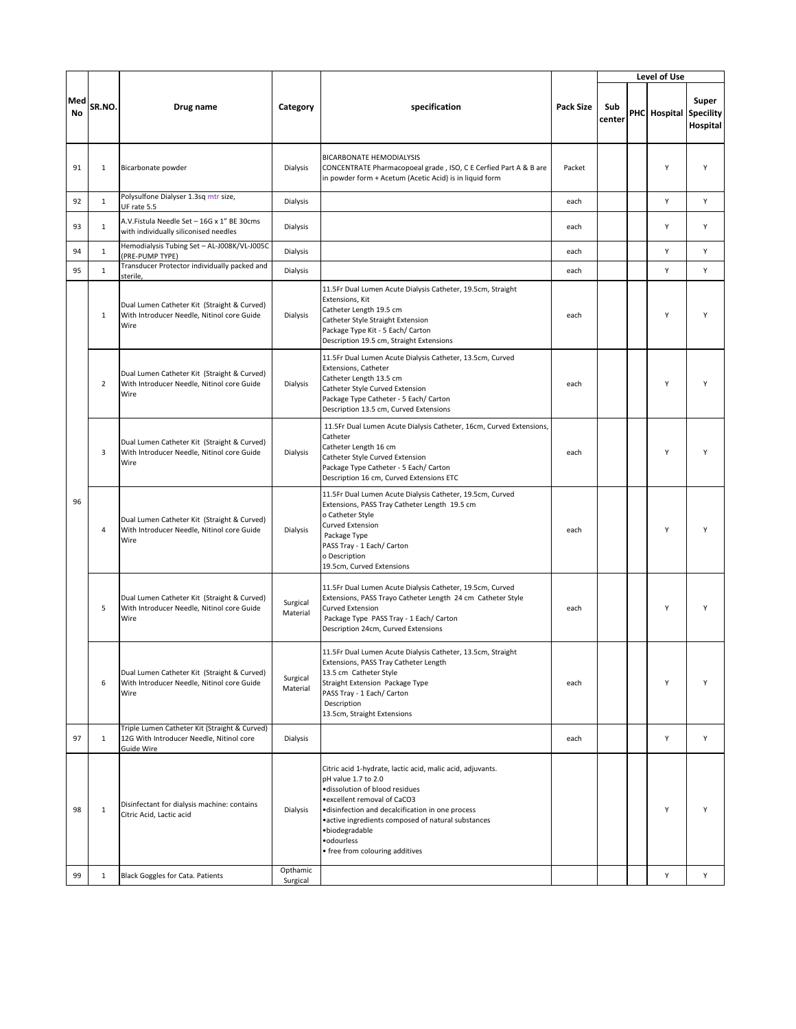| Med No | SR.NO. | Drug name | Category | specification | Pack Size | Level of Use | | | |
|---|---|---|---|---|---|---|---|---|---|
| | | | | | | Sub center | PHC | Hospital | Super Speciality Hospital |
| 91 | 1 | Bicarbonate powder | Dialysis | BICARBONATE HEMODIALYSIS CONCENTRATE Pharmacopoeal grade , ISO, C E Cerfied Part A & B are in powder form + Acetum (Acetic Acid) is in liquid form | Packet | | | Y | Y |
| 92 | 1 | Polysulfone Dialyser 1.3sq mtr size, UF rate 5.5 | Dialysis | | each | | | Y | Y |
| 93 | 1 | A.V.Fistula Needle Set – 16G x 1" BE 30cms with individually siliconised needles | Dialysis | | each | | | Y | Y |
| 94 | 1 | Hemodialysis Tubing Set – AL-J008K/VL-J005C (PRE-PUMP TYPE) | Dialysis | | each | | | Y | Y |
| 95 | 1 | Transducer Protector individually packed and sterile, | Dialysis | | each | | | Y | Y |
| 96 | 1 | Dual Lumen Catheter Kit (Straight & Curved) With Introducer Needle, Nitinol core Guide Wire | Dialysis | 11.5Fr Dual Lumen Acute Dialysis Catheter, 19.5cm, Straight Extensions, Kit<br>Catheter Length 19.5 cm<br>Catheter Style Straight Extension<br>Package Type Kit - 5 Each/ Carton<br>Description 19.5 cm, Straight Extensions | each | | | Y | Y |
| | 2 | Dual Lumen Catheter Kit (Straight & Curved) With Introducer Needle, Nitinol core Guide Wire | Dialysis | 11.5Fr Dual Lumen Acute Dialysis Catheter, 13.5cm, Curved Extensions, Catheter<br>Catheter Length 13.5 cm<br>Catheter Style Curved Extension<br>Package Type Catheter - 5 Each/ Carton<br>Description 13.5 cm, Curved Extensions | each | | | Y | Y |
| | 3 | Dual Lumen Catheter Kit (Straight & Curved) With Introducer Needle, Nitinol core Guide Wire | Dialysis | 11.5Fr Dual Lumen Acute Dialysis Catheter, 16cm, Curved Extensions, Catheter<br>Catheter Length 16 cm<br>Catheter Style Curved Extension<br>Package Type Catheter - 5 Each/ Carton<br>Description 16 cm, Curved Extensions ETC | each | | | Y | Y |
| | 4 | Dual Lumen Catheter Kit (Straight & Curved) With Introducer Needle, Nitinol core Guide Wire | Dialysis | 11.5Fr Dual Lumen Acute Dialysis Catheter, 19.5cm, Curved Extensions, PASS Tray Catheter Length 19.5 cm<br>o Catheter Style<br>Curved Extension<br>Package Type<br>PASS Tray - 1 Each/ Carton<br>o Description<br>19.5cm, Curved Extensions | each | | | Y | Y |
| | 5 | Dual Lumen Catheter Kit (Straight & Curved) With Introducer Needle, Nitinol core Guide Wire | Surgical Material | 11.5Fr Dual Lumen Acute Dialysis Catheter, 19.5cm, Curved Extensions, PASS Trayo Catheter Length 24 cm Catheter Style Curved Extension<br>Package Type PASS Tray - 1 Each/ Carton<br>Description 24cm, Curved Extensions | each | | | Y | Y |
| | 6 | Dual Lumen Catheter Kit (Straight & Curved) With Introducer Needle, Nitinol core Guide Wire | Surgical Material | 11.5Fr Dual Lumen Acute Dialysis Catheter, 13.5cm, Straight Extensions, PASS Tray Catheter Length<br>13.5 cm Catheter Style<br>Straight Extension Package Type<br>PASS Tray - 1 Each/ Carton<br>Description<br>13.5cm, Straight Extensions | each | | | Y | Y |
| 97 | 1 | Triple Lumen Catheter Kit (Straight & Curved) 12G With Introducer Needle, Nitinol core Guide Wire | Dialysis | | each | | | Y | Y |
| 98 | 1 | Disinfectant for dialysis machine: contains Citric Acid, Lactic acid | Dialysis | Citric acid 1-hydrate, lactic acid, malic acid, adjuvants.<br>pH value 1.7 to 2.0<br>•dissolution of blood residues<br>•excellent removal of CaCO3<br>•disinfection and decalcification in one process<br>•active ingredients composed of natural substances<br>•biodegradable<br>•odourless<br>• free from colouring additives | | | | Y | Y |
| 99 | 1 | Black Goggles for Cata. Patients | Opthamic Surgical | | | | | Y | Y |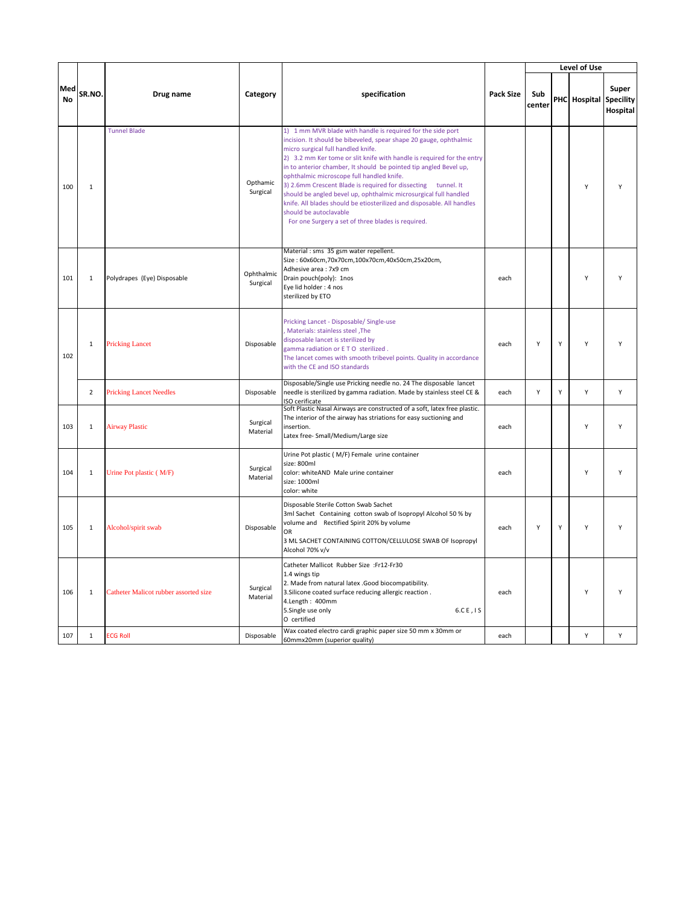| Med No | SR.NO. | Drug name | Category | specification | Pack Size | Level of Use | | | |
|---|---|---|---|---|---|---|---|---|---|
| | | | | | | Sub center | PHC | Hospital | Super Speciality Hospital |
| 100 | 1 | Tunnel Blade | Opthamic Surgical | 1) 1 mm MVR blade with handle is required for the side port incision. It should be bibeveled, spear shape 20 gauge, ophthalmic micro surgical full handled knife.<br>2) 3.2 mm Ker tome or slit knife with handle is required for the entry in to anterior chamber, It should be pointed tip angled Bevel up, ophthalmic microscope full handled knife.<br>3) 2.6mm Crescent Blade is required for dissecting tunnel. It should be angled bevel up, ophthalmic microsurgical full handled knife. All blades should be etiosterilized and disposable. All handles should be autoclavable<br>For one Surgery a set of three blades is required. | | | | Y | Y |
| 101 | 1 | Polydrapes (Eye) Disposable | Ophthalmic Surgical | Material : sms 35 gsm water repellent.<br>Size : 60x60cm,70x70cm,100x70cm,40x50cm,25x20cm,<br>Adhesive area : 7x9 cm<br>Drain pouch(poly): 1nos<br>Eye lid holder : 4 nos<br>sterilized by ETO | each | | | Y | Y |
| 102 | 1 | Pricking Lancet | Disposable | Pricking Lancet - Disposable/ Single-use , Materials: stainless steel ,The disposable lancet is sterilized by gamma radiation or E T O sterilized .<br>The lancet comes with smooth tribevel points. Quality in accordance with the CE and ISO standards | each | Y | Y | Y | Y |
| | 2 | Pricking Lancet Needles | Disposable | Disposable/Single use Pricking needle no. 24 The disposable lancet needle is sterilized by gamma radiation. Made by stainless steel CE & ISO cerificate | each | Y | Y | Y | Y |
| 103 | 1 | Airway Plastic | Surgical Material | Soft Plastic Nasal Airways are constructed of a soft, latex free plastic. The interior of the airway has striations for easy suctioning and insertion.<br>Latex free- Small/Medium/Large size | each | | | Y | Y |
| 104 | 1 | Urine Pot plastic ( M/F) | Surgical Material | Urine Pot plastic ( M/F) Female urine container<br>size: 800ml<br>color: whiteAND Male urine container<br>size: 1000ml<br>color: white | each | | | Y | Y |
| 105 | 1 | Alcohol/spirit swab | Disposable | Disposable Sterile Cotton Swab Sachet<br>3ml Sachet Containing cotton swab of Isopropyl Alcohol 50 % by volume and Rectified Spirit 20% by volume<br>OR<br>3 ML SACHET CONTAINING COTTON/CELLULOSE SWAB OF Isopropyl Alcohol 70% v/v | each | Y | Y | Y | Y |
| 106 | 1 | Catheter Malicot rubber assorted size | Surgical Material | Catheter Mallicot Rubber Size :Fr12-Fr30<br>1.4 wings tip<br>2. Made from natural latex .Good biocompatibility.<br>3.Silicone coated surface reducing allergic reaction .<br>4.Length : 400mm<br>5.Single use only 6.C E , I S O certified | each | | | Y | Y |
| 107 | 1 | ECG Roll | Disposable | Wax coated electro cardi graphic paper size 50 mm x 30mm or 60mmx20mm (superior quality) | each | | | Y | Y |